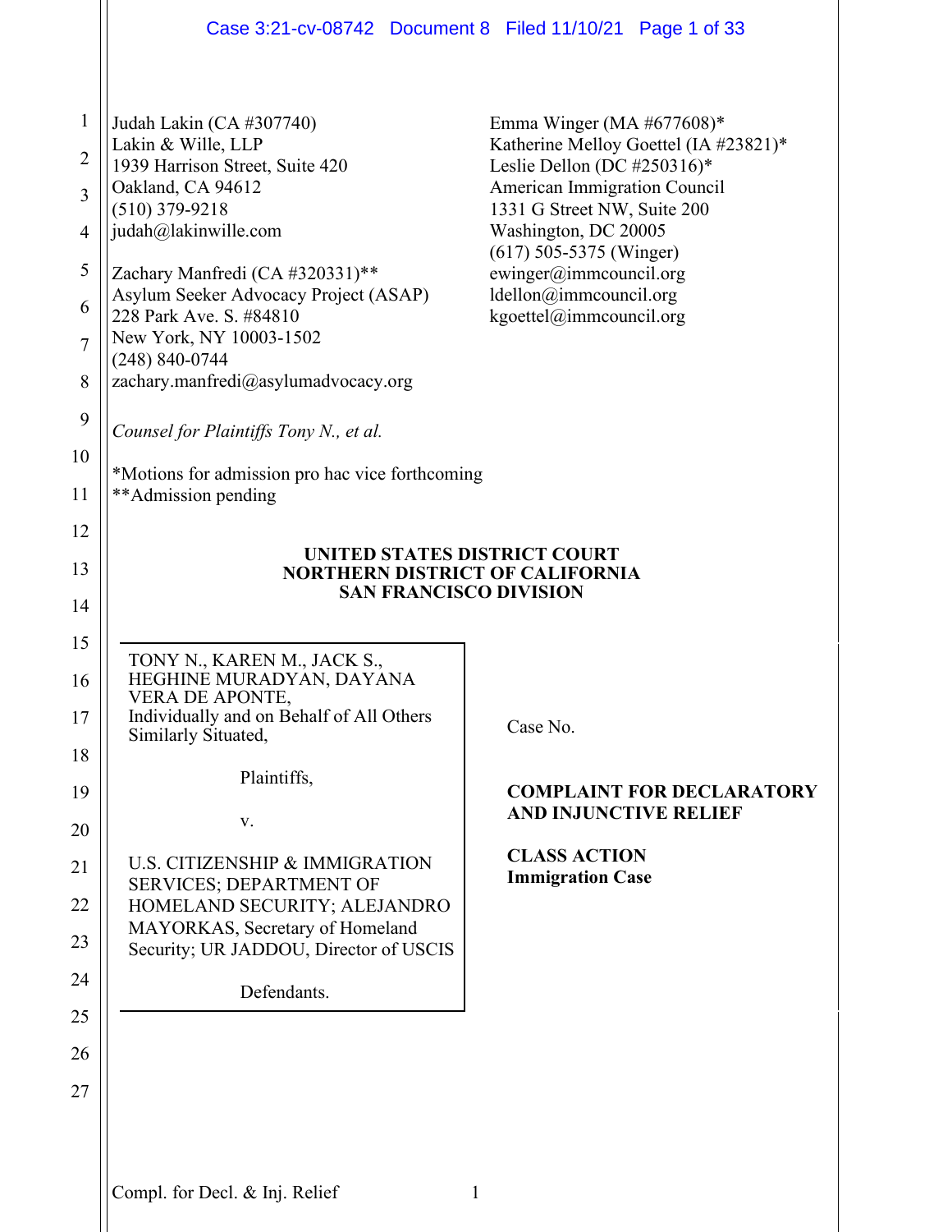Judah Lakin (CA #307740)
Lakin & Wille, LLP
1939 Harrison Street, Suite 420
Oakland, CA 94612
(510) 379-9218
judah@lakinwille.com

Zachary Manfredi (CA #320331)**
Asylum Seeker Advocacy Project (ASAP)
228 Park Ave. S. #84810
New York, NY 10003-1502
(248) 840-0744
zachary.manfredi@asylumadvocacy.org

Emma Winger (MA #677608)*
Katherine Melloy Goettel (IA #23821)*
Leslie Dellon (DC #250316)*
American Immigration Council
1331 G Street NW, Suite 200
Washington, DC 20005
(617) 505-5375 (Winger)
ewinger@immcouncil.org
ldellon@immcouncil.org
kgoettel@immcouncil.org

*Counsel for Plaintiffs Tony N., et al.*

*Motions for admission pro hac vice forthcoming
**Admission pending

**UNITED STATES DISTRICT COURT**
**NORTHERN DISTRICT OF CALIFORNIA**
**SAN FRANCISCO DIVISION**

TONY N., KAREN M., JACK S., HEGHINE MURADYAN, DAYANA VERA DE APONTE,
Individually and on Behalf of All Others Similarly Situated,

Plaintiffs,

v.

U.S. CITIZENSHIP & IMMIGRATION SERVICES; DEPARTMENT OF HOMELAND SECURITY; ALEJANDRO MAYORKAS, Secretary of Homeland Security; UR JADDOU, Director of USCIS

Defendants.

Case No.

**COMPLAINT FOR DECLARATORY AND INJUNCTIVE RELIEF**

**CLASS ACTION**
**Immigration Case**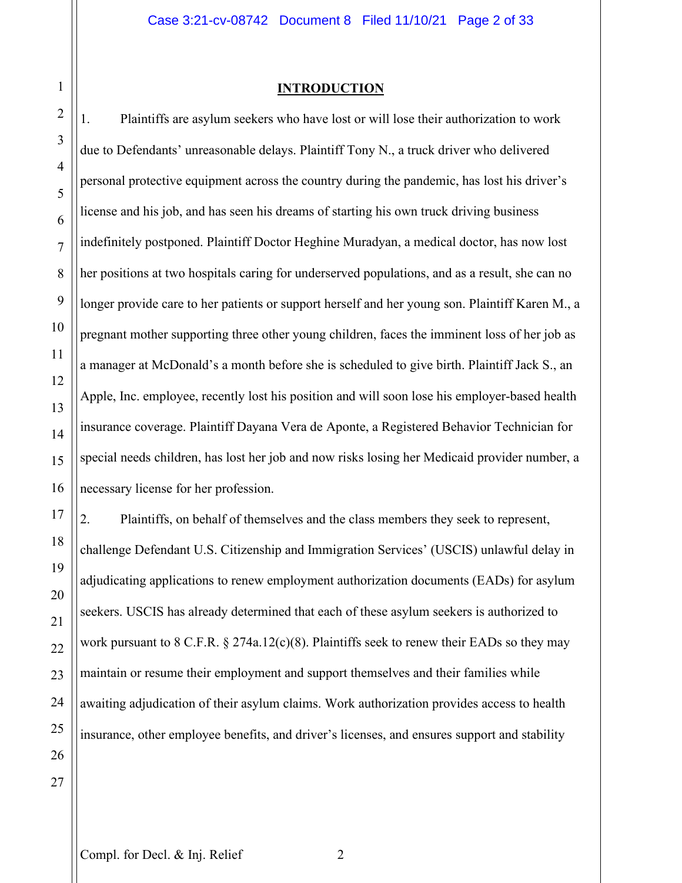## INTRODUCTION

1. Plaintiffs are asylum seekers who have lost or will lose their authorization to work due to Defendants' unreasonable delays. Plaintiff Tony N., a truck driver who delivered personal protective equipment across the country during the pandemic, has lost his driver's license and his job, and has seen his dreams of starting his own truck driving business indefinitely postponed. Plaintiff Doctor Heghine Muradyan, a medical doctor, has now lost her positions at two hospitals caring for underserved populations, and as a result, she can no longer provide care to her patients or support herself and her young son. Plaintiff Karen M., a pregnant mother supporting three other young children, faces the imminent loss of her job as a manager at McDonald's a month before she is scheduled to give birth. Plaintiff Jack S., an Apple, Inc. employee, recently lost his position and will soon lose his employer-based health insurance coverage. Plaintiff Dayana Vera de Aponte, a Registered Behavior Technician for special needs children, has lost her job and now risks losing her Medicaid provider number, a necessary license for her profession.

2. Plaintiffs, on behalf of themselves and the class members they seek to represent, challenge Defendant U.S. Citizenship and Immigration Services' (USCIS) unlawful delay in adjudicating applications to renew employment authorization documents (EADs) for asylum seekers. USCIS has already determined that each of these asylum seekers is authorized to work pursuant to 8 C.F.R. § 274a.12(c)(8). Plaintiffs seek to renew their EADs so they may maintain or resume their employment and support themselves and their families while awaiting adjudication of their asylum claims. Work authorization provides access to health insurance, other employee benefits, and driver's licenses, and ensures support and stability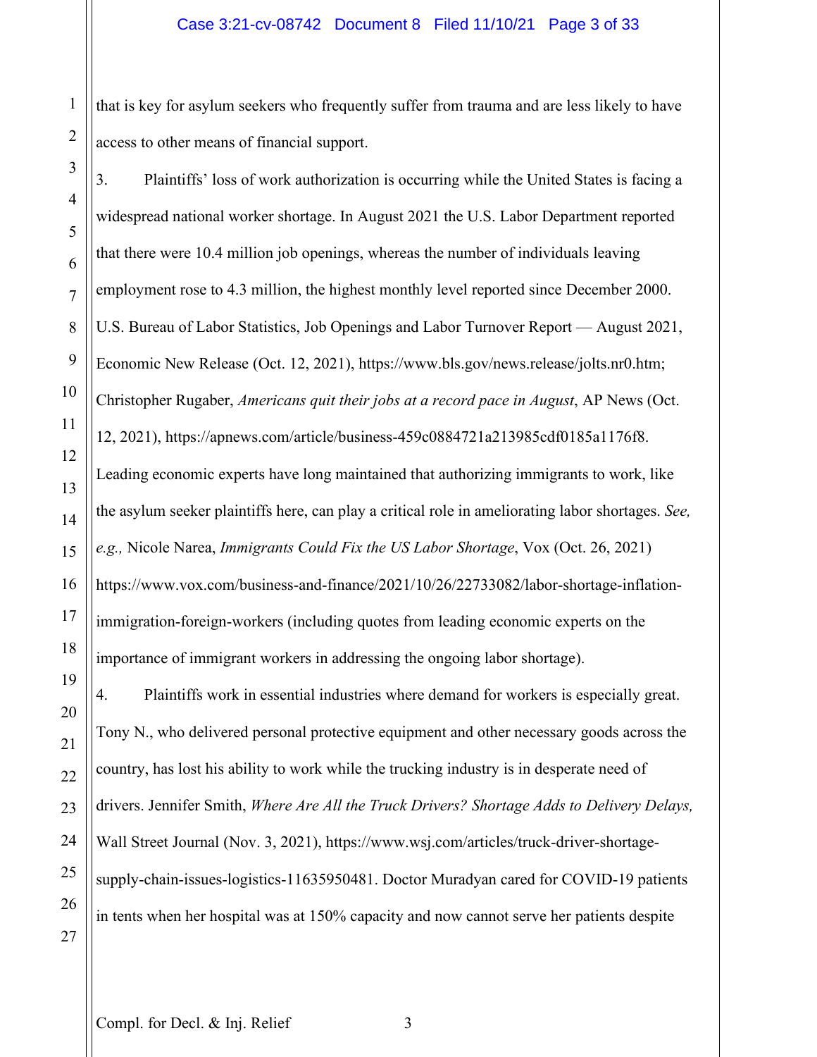that is key for asylum seekers who frequently suffer from trauma and are less likely to have access to other means of financial support.

3. Plaintiffs' loss of work authorization is occurring while the United States is facing a widespread national worker shortage. In August 2021 the U.S. Labor Department reported that there were 10.4 million job openings, whereas the number of individuals leaving employment rose to 4.3 million, the highest monthly level reported since December 2000. U.S. Bureau of Labor Statistics, Job Openings and Labor Turnover Report — August 2021, Economic New Release (Oct. 12, 2021), https://www.bls.gov/news.release/jolts.nr0.htm; Christopher Rugaber, *Americans quit their jobs at a record pace in August*, AP News (Oct. 12, 2021), https://apnews.com/article/business-459c0884721a213985cdf0185a1176f8. Leading economic experts have long maintained that authorizing immigrants to work, like the asylum seeker plaintiffs here, can play a critical role in ameliorating labor shortages. *See, e.g.,* Nicole Narea, *Immigrants Could Fix the US Labor Shortage*, Vox (Oct. 26, 2021) https://www.vox.com/business-and-finance/2021/10/26/22733082/labor-shortage-inflation-immigration-foreign-workers (including quotes from leading economic experts on the importance of immigrant workers in addressing the ongoing labor shortage).

4. Plaintiffs work in essential industries where demand for workers is especially great. Tony N., who delivered personal protective equipment and other necessary goods across the country, has lost his ability to work while the trucking industry is in desperate need of drivers. Jennifer Smith, *Where Are All the Truck Drivers? Shortage Adds to Delivery Delays,* Wall Street Journal (Nov. 3, 2021), https://www.wsj.com/articles/truck-driver-shortage-supply-chain-issues-logistics-11635950481. Doctor Muradyan cared for COVID-19 patients in tents when her hospital was at 150% capacity and now cannot serve her patients despite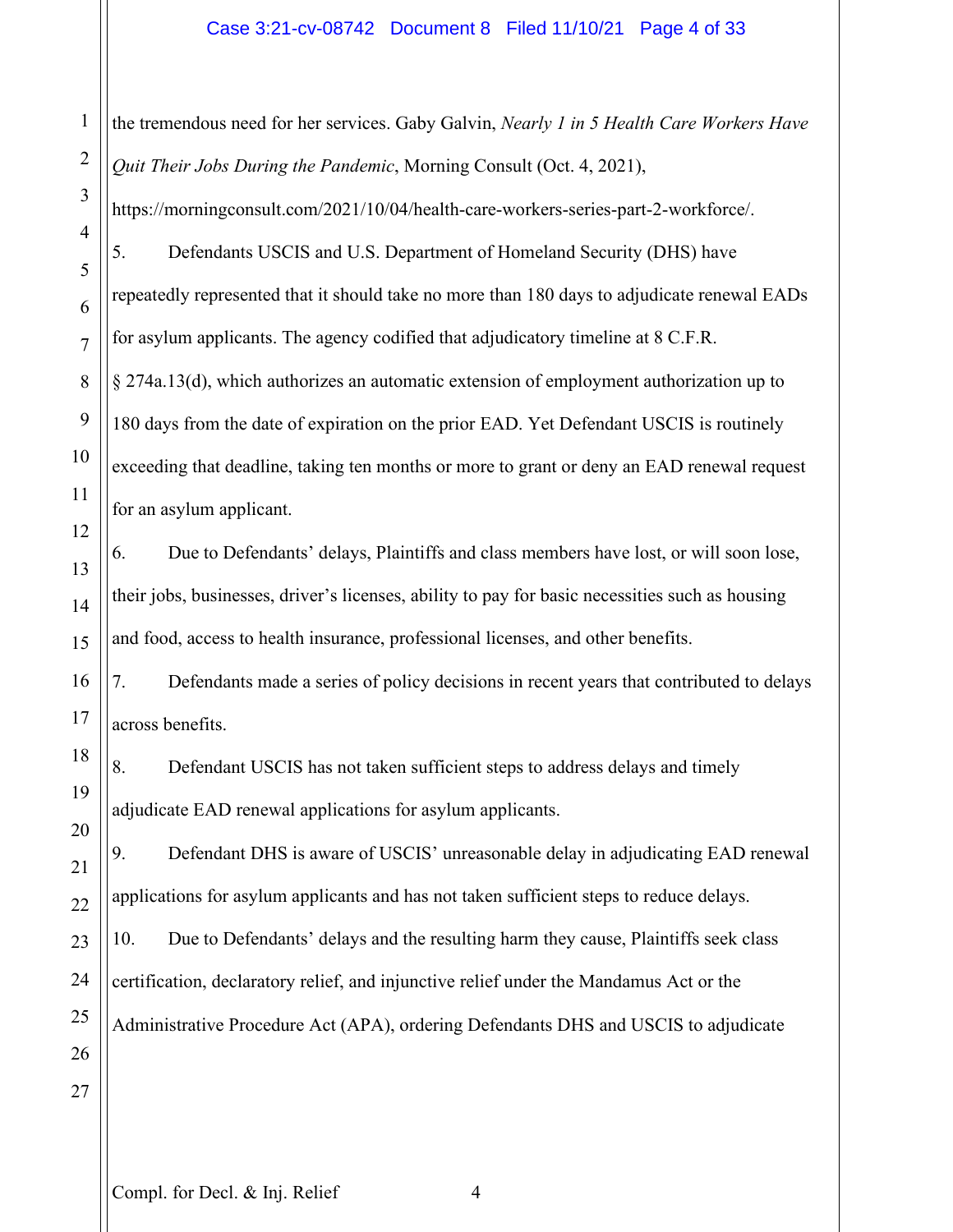the tremendous need for her services. Gaby Galvin, *Nearly 1 in 5 Health Care Workers Have Quit Their Jobs During the Pandemic*, Morning Consult (Oct. 4, 2021), https://morningconsult.com/2021/10/04/health-care-workers-series-part-2-workforce/.

5. Defendants USCIS and U.S. Department of Homeland Security (DHS) have repeatedly represented that it should take no more than 180 days to adjudicate renewal EADs for asylum applicants. The agency codified that adjudicatory timeline at 8 C.F.R. § 274a.13(d), which authorizes an automatic extension of employment authorization up to 180 days from the date of expiration on the prior EAD. Yet Defendant USCIS is routinely exceeding that deadline, taking ten months or more to grant or deny an EAD renewal request for an asylum applicant.

6. Due to Defendants' delays, Plaintiffs and class members have lost, or will soon lose, their jobs, businesses, driver's licenses, ability to pay for basic necessities such as housing and food, access to health insurance, professional licenses, and other benefits.

7. Defendants made a series of policy decisions in recent years that contributed to delays across benefits.

8. Defendant USCIS has not taken sufficient steps to address delays and timely adjudicate EAD renewal applications for asylum applicants.

9. Defendant DHS is aware of USCIS' unreasonable delay in adjudicating EAD renewal applications for asylum applicants and has not taken sufficient steps to reduce delays.

10. Due to Defendants' delays and the resulting harm they cause, Plaintiffs seek class certification, declaratory relief, and injunctive relief under the Mandamus Act or the Administrative Procedure Act (APA), ordering Defendants DHS and USCIS to adjudicate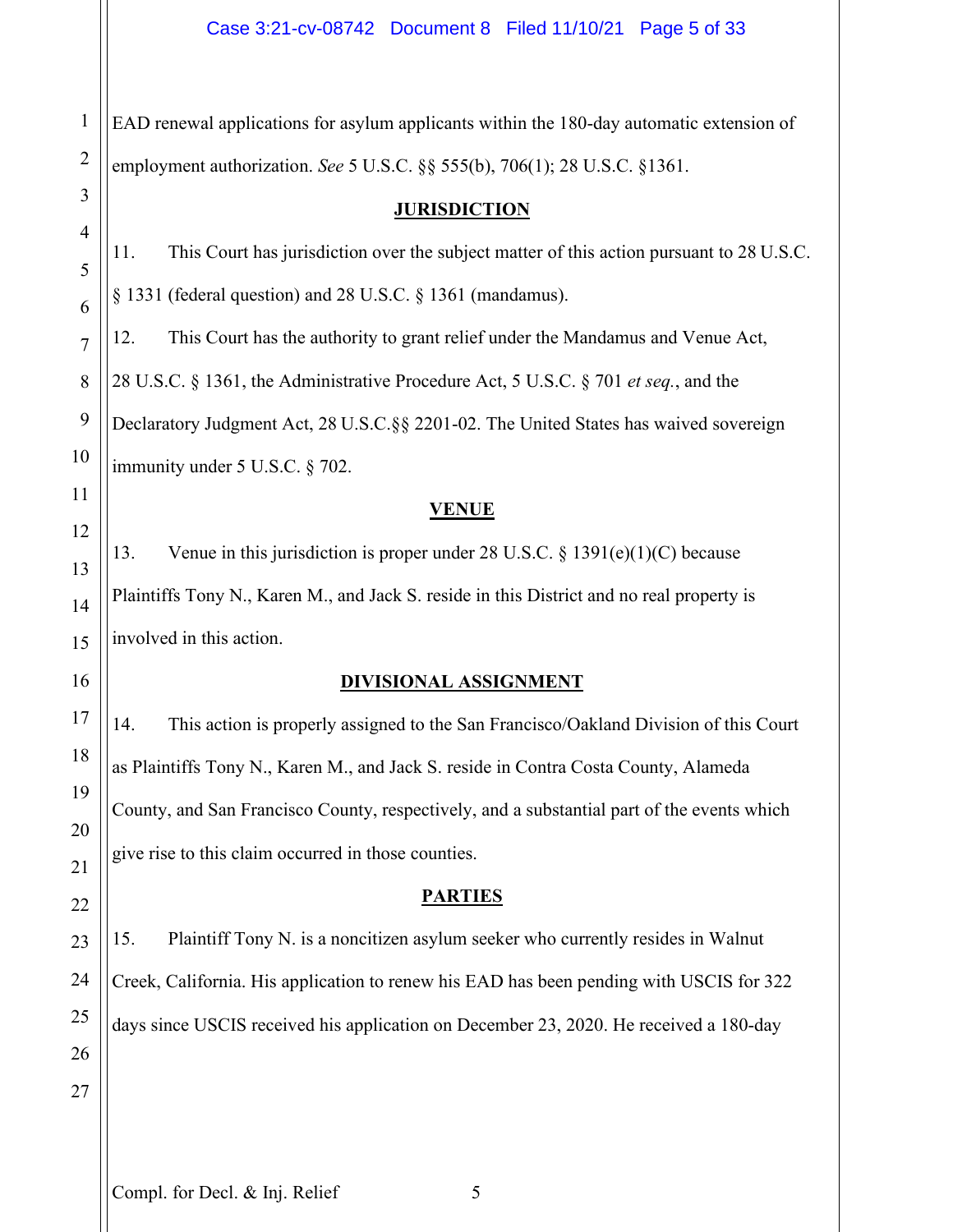EAD renewal applications for asylum applicants within the 180-day automatic extension of employment authorization. *See* 5 U.S.C. §§ 555(b), 706(1); 28 U.S.C. §1361.

## JURISDICTION

11. This Court has jurisdiction over the subject matter of this action pursuant to 28 U.S.C. § 1331 (federal question) and 28 U.S.C. § 1361 (mandamus).

12. This Court has the authority to grant relief under the Mandamus and Venue Act, 28 U.S.C. § 1361, the Administrative Procedure Act, 5 U.S.C. § 701 *et seq.*, and the Declaratory Judgment Act, 28 U.S.C.§§ 2201-02. The United States has waived sovereign immunity under 5 U.S.C. § 702.

## VENUE

13. Venue in this jurisdiction is proper under 28 U.S.C. § 1391(e)(1)(C) because Plaintiffs Tony N., Karen M., and Jack S. reside in this District and no real property is involved in this action.

## DIVISIONAL ASSIGNMENT

14. This action is properly assigned to the San Francisco/Oakland Division of this Court as Plaintiffs Tony N., Karen M., and Jack S. reside in Contra Costa County, Alameda County, and San Francisco County, respectively, and a substantial part of the events which give rise to this claim occurred in those counties.

## PARTIES

15. Plaintiff Tony N. is a noncitizen asylum seeker who currently resides in Walnut Creek, California. His application to renew his EAD has been pending with USCIS for 322 days since USCIS received his application on December 23, 2020. He received a 180-day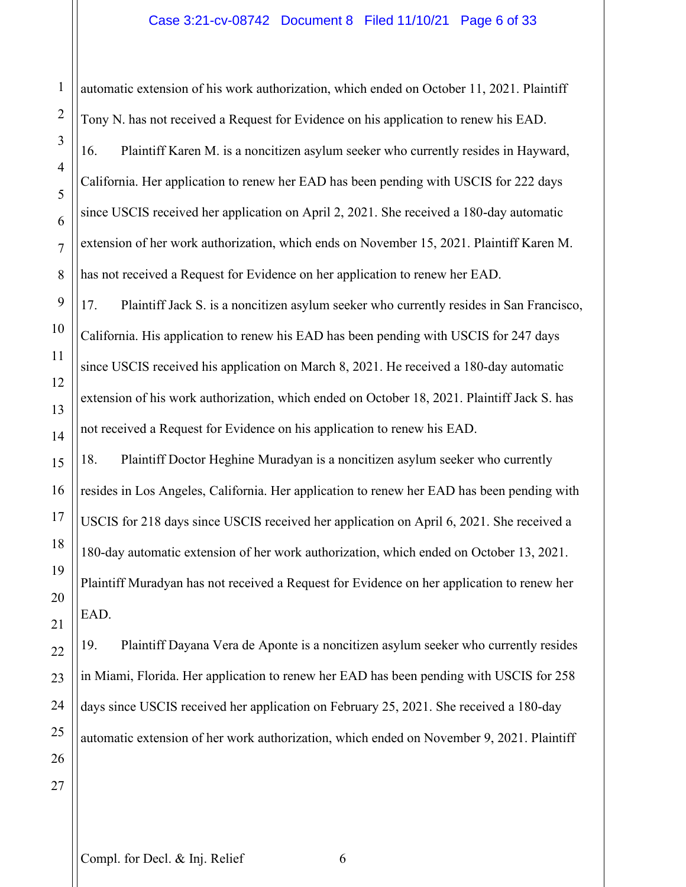automatic extension of his work authorization, which ended on October 11, 2021. Plaintiff Tony N. has not received a Request for Evidence on his application to renew his EAD.

16. Plaintiff Karen M. is a noncitizen asylum seeker who currently resides in Hayward, California. Her application to renew her EAD has been pending with USCIS for 222 days since USCIS received her application on April 2, 2021. She received a 180-day automatic extension of her work authorization, which ends on November 15, 2021. Plaintiff Karen M. has not received a Request for Evidence on her application to renew her EAD.

17. Plaintiff Jack S. is a noncitizen asylum seeker who currently resides in San Francisco, California. His application to renew his EAD has been pending with USCIS for 247 days since USCIS received his application on March 8, 2021. He received a 180-day automatic extension of his work authorization, which ended on October 18, 2021. Plaintiff Jack S. has not received a Request for Evidence on his application to renew his EAD.

18. Plaintiff Doctor Heghine Muradyan is a noncitizen asylum seeker who currently resides in Los Angeles, California. Her application to renew her EAD has been pending with USCIS for 218 days since USCIS received her application on April 6, 2021. She received a 180-day automatic extension of her work authorization, which ended on October 13, 2021. Plaintiff Muradyan has not received a Request for Evidence on her application to renew her EAD.

19. Plaintiff Dayana Vera de Aponte is a noncitizen asylum seeker who currently resides in Miami, Florida. Her application to renew her EAD has been pending with USCIS for 258 days since USCIS received her application on February 25, 2021. She received a 180-day automatic extension of her work authorization, which ended on November 9, 2021. Plaintiff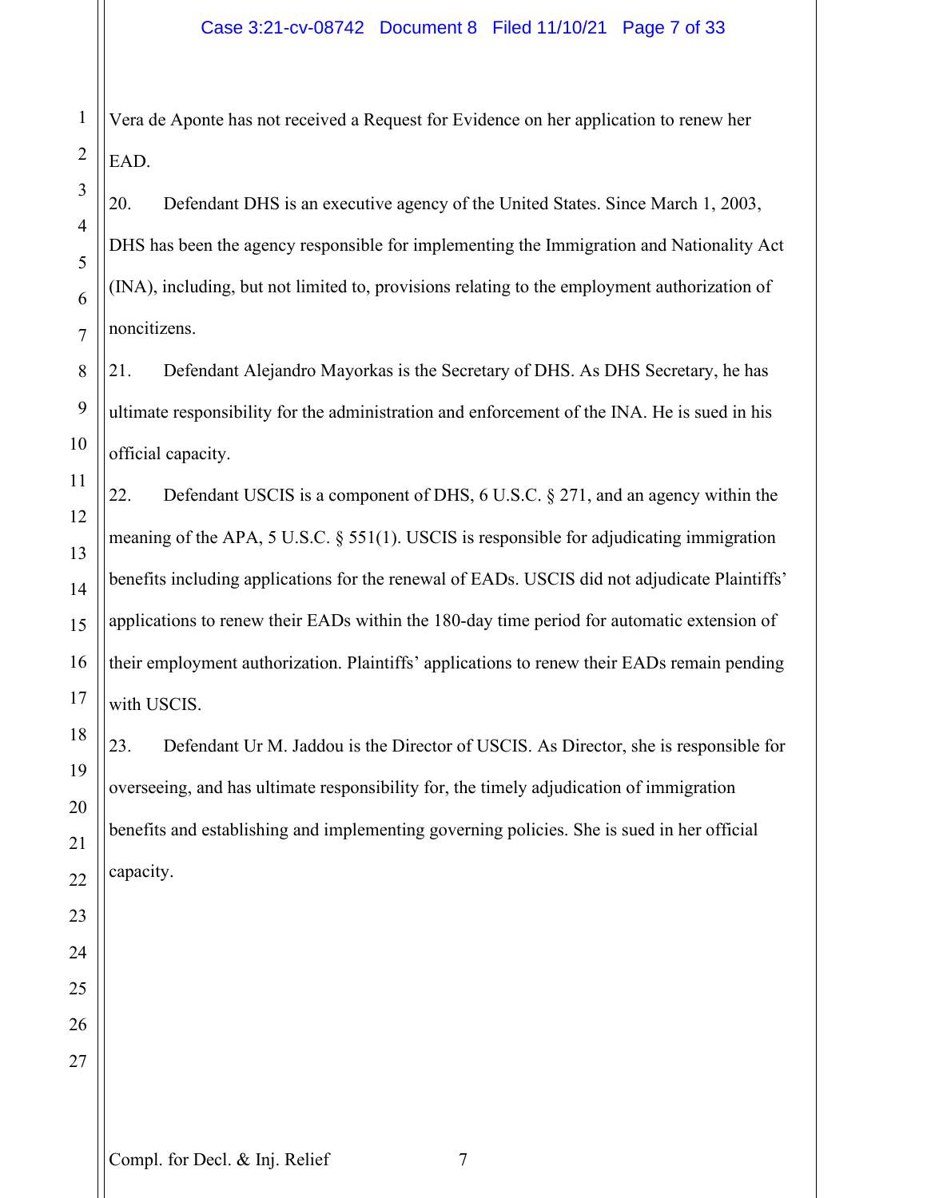Vera de Aponte has not received a Request for Evidence on her application to renew her EAD.

20. Defendant DHS is an executive agency of the United States. Since March 1, 2003, DHS has been the agency responsible for implementing the Immigration and Nationality Act (INA), including, but not limited to, provisions relating to the employment authorization of noncitizens.

21. Defendant Alejandro Mayorkas is the Secretary of DHS. As DHS Secretary, he has ultimate responsibility for the administration and enforcement of the INA. He is sued in his official capacity.

22. Defendant USCIS is a component of DHS, 6 U.S.C. § 271, and an agency within the meaning of the APA, 5 U.S.C. § 551(1). USCIS is responsible for adjudicating immigration benefits including applications for the renewal of EADs. USCIS did not adjudicate Plaintiffs' applications to renew their EADs within the 180-day time period for automatic extension of their employment authorization. Plaintiffs' applications to renew their EADs remain pending with USCIS.

23. Defendant Ur M. Jaddou is the Director of USCIS. As Director, she is responsible for overseeing, and has ultimate responsibility for, the timely adjudication of immigration benefits and establishing and implementing governing policies. She is sued in her official capacity.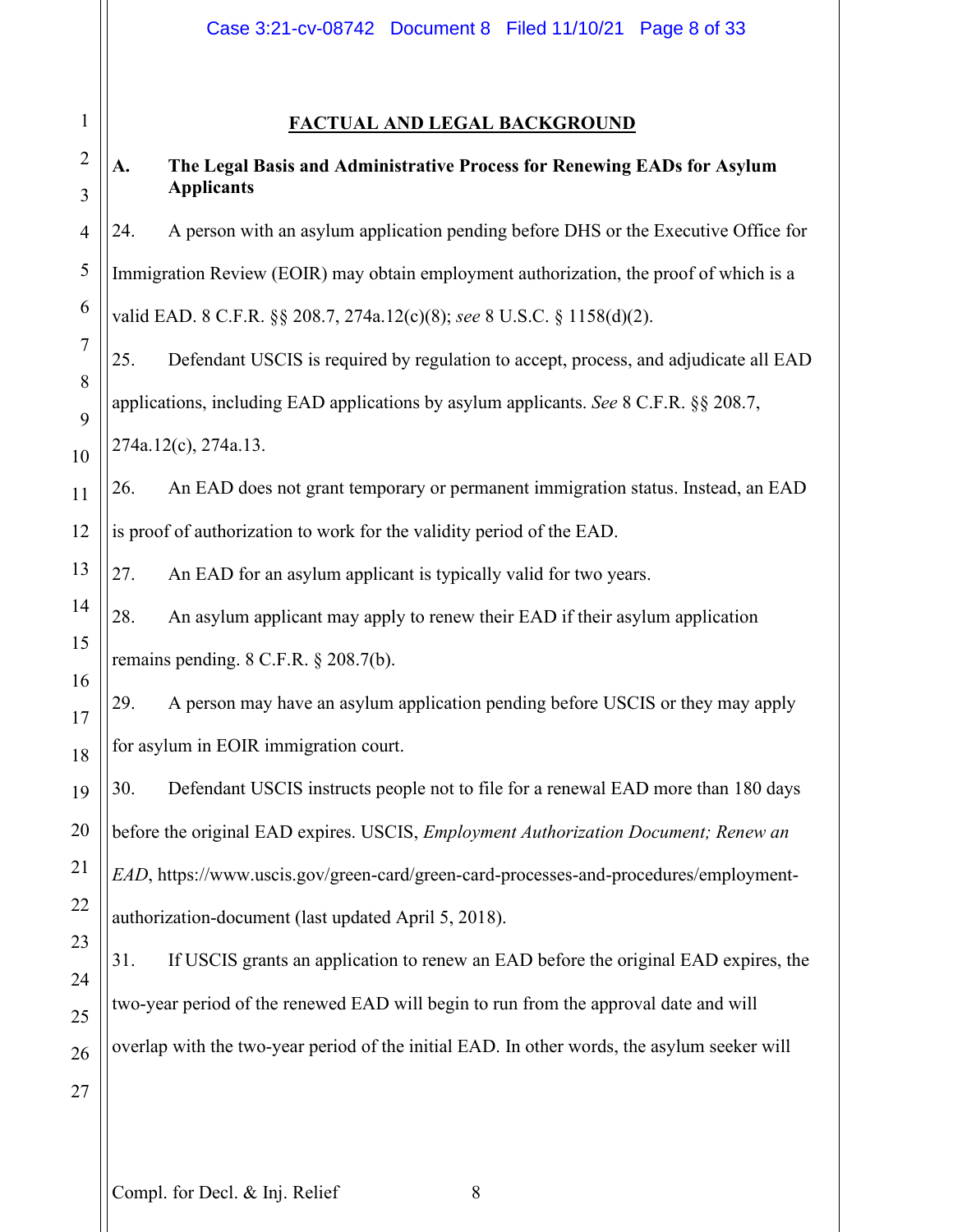## FACTUAL AND LEGAL BACKGROUND

### A. The Legal Basis and Administrative Process for Renewing EADs for Asylum Applicants

24. A person with an asylum application pending before DHS or the Executive Office for Immigration Review (EOIR) may obtain employment authorization, the proof of which is a valid EAD. 8 C.F.R. §§ 208.7, 274a.12(c)(8); *see* 8 U.S.C. § 1158(d)(2).

25. Defendant USCIS is required by regulation to accept, process, and adjudicate all EAD applications, including EAD applications by asylum applicants. *See* 8 C.F.R. §§ 208.7, 274a.12(c), 274a.13.

26. An EAD does not grant temporary or permanent immigration status. Instead, an EAD is proof of authorization to work for the validity period of the EAD.

27. An EAD for an asylum applicant is typically valid for two years.

28. An asylum applicant may apply to renew their EAD if their asylum application remains pending. 8 C.F.R. § 208.7(b).

29. A person may have an asylum application pending before USCIS or they may apply for asylum in EOIR immigration court.

30. Defendant USCIS instructs people not to file for a renewal EAD more than 180 days before the original EAD expires. USCIS, *Employment Authorization Document; Renew an EAD*, https://www.uscis.gov/green-card/green-card-processes-and-procedures/employment-authorization-document (last updated April 5, 2018).

31. If USCIS grants an application to renew an EAD before the original EAD expires, the two-year period of the renewed EAD will begin to run from the approval date and will overlap with the two-year period of the initial EAD. In other words, the asylum seeker will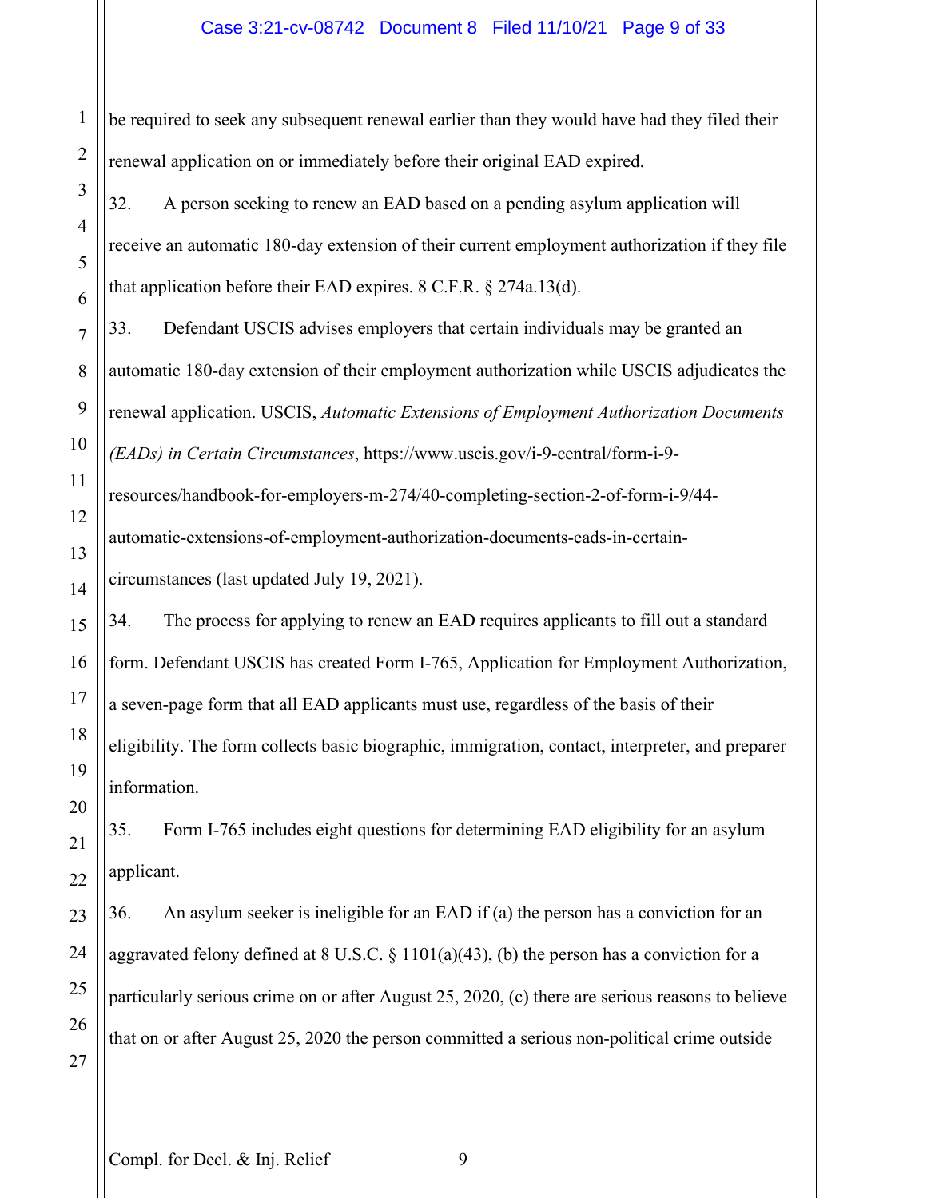be required to seek any subsequent renewal earlier than they would have had they filed their renewal application on or immediately before their original EAD expired.

32. A person seeking to renew an EAD based on a pending asylum application will receive an automatic 180-day extension of their current employment authorization if they file that application before their EAD expires. 8 C.F.R. § 274a.13(d).

33. Defendant USCIS advises employers that certain individuals may be granted an automatic 180-day extension of their employment authorization while USCIS adjudicates the renewal application. USCIS, *Automatic Extensions of Employment Authorization Documents (EADs) in Certain Circumstances*, https://www.uscis.gov/i-9-central/form-i-9-resources/handbook-for-employers-m-274/40-completing-section-2-of-form-i-9/44-automatic-extensions-of-employment-authorization-documents-eads-in-certain-circumstances (last updated July 19, 2021).

34. The process for applying to renew an EAD requires applicants to fill out a standard form. Defendant USCIS has created Form I-765, Application for Employment Authorization, a seven-page form that all EAD applicants must use, regardless of the basis of their eligibility. The form collects basic biographic, immigration, contact, interpreter, and preparer information.

35. Form I-765 includes eight questions for determining EAD eligibility for an asylum applicant.

36. An asylum seeker is ineligible for an EAD if (a) the person has a conviction for an aggravated felony defined at 8 U.S.C. § 1101(a)(43), (b) the person has a conviction for a particularly serious crime on or after August 25, 2020, (c) there are serious reasons to believe that on or after August 25, 2020 the person committed a serious non-political crime outside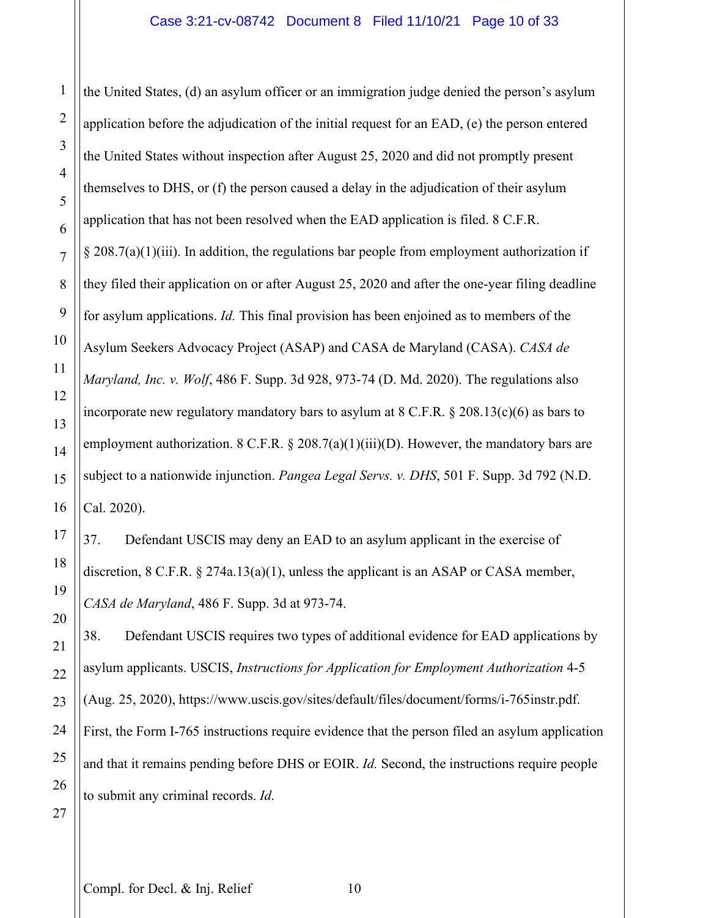the United States, (d) an asylum officer or an immigration judge denied the person's asylum application before the adjudication of the initial request for an EAD, (e) the person entered the United States without inspection after August 25, 2020 and did not promptly present themselves to DHS, or (f) the person caused a delay in the adjudication of their asylum application that has not been resolved when the EAD application is filed. 8 C.F.R. § 208.7(a)(1)(iii). In addition, the regulations bar people from employment authorization if they filed their application on or after August 25, 2020 and after the one-year filing deadline for asylum applications. *Id.* This final provision has been enjoined as to members of the Asylum Seekers Advocacy Project (ASAP) and CASA de Maryland (CASA). *CASA de Maryland, Inc. v. Wolf*, 486 F. Supp. 3d 928, 973-74 (D. Md. 2020). The regulations also incorporate new regulatory mandatory bars to asylum at 8 C.F.R. § 208.13(c)(6) as bars to employment authorization. 8 C.F.R. § 208.7(a)(1)(iii)(D). However, the mandatory bars are subject to a nationwide injunction. *Pangea Legal Servs. v. DHS*, 501 F. Supp. 3d 792 (N.D. Cal. 2020).

37. Defendant USCIS may deny an EAD to an asylum applicant in the exercise of discretion, 8 C.F.R. § 274a.13(a)(1), unless the applicant is an ASAP or CASA member, *CASA de Maryland*, 486 F. Supp. 3d at 973-74.

38. Defendant USCIS requires two types of additional evidence for EAD applications by asylum applicants. USCIS, *Instructions for Application for Employment Authorization* 4-5 (Aug. 25, 2020), https://www.uscis.gov/sites/default/files/document/forms/i-765instr.pdf. First, the Form I-765 instructions require evidence that the person filed an asylum application and that it remains pending before DHS or EOIR. *Id.* Second, the instructions require people to submit any criminal records. *Id.*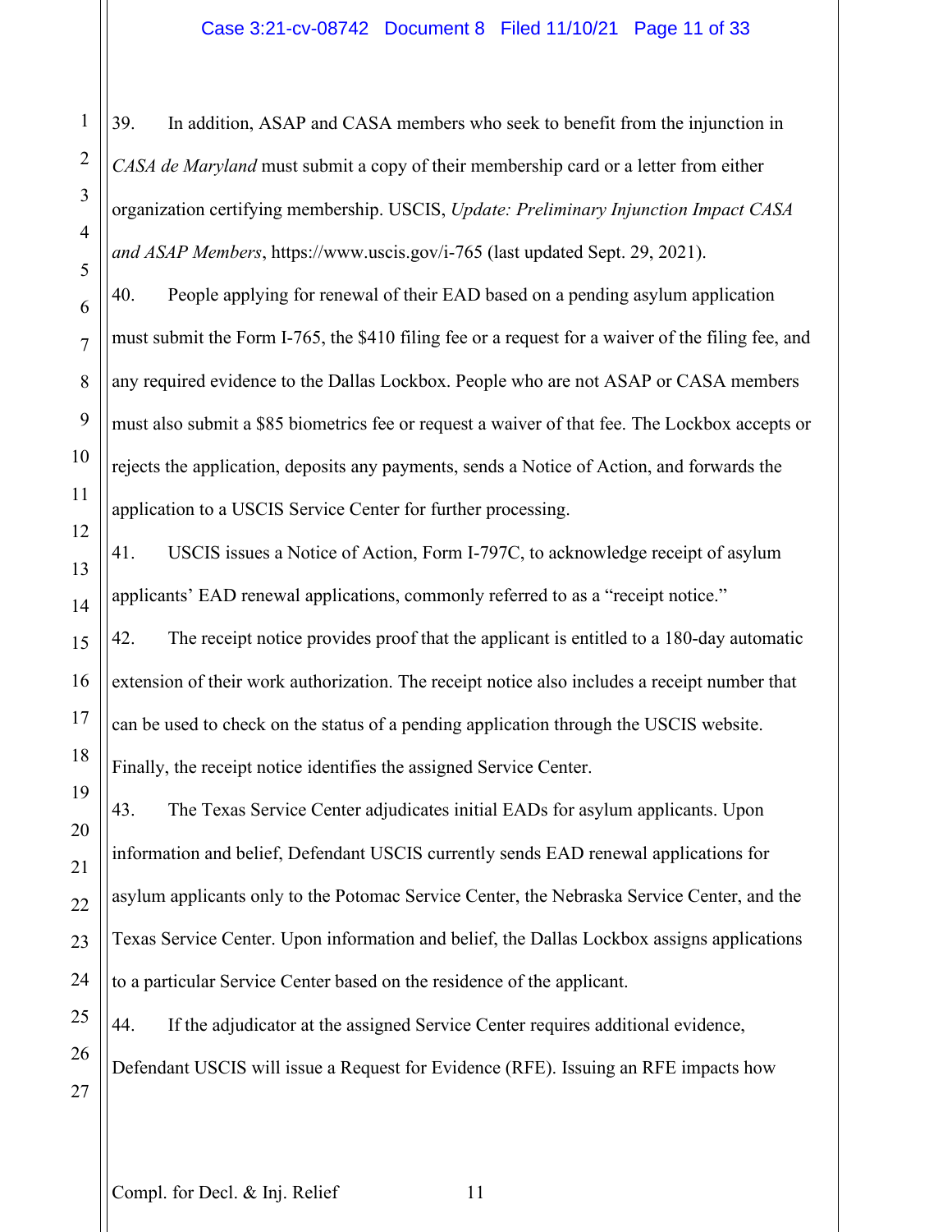39. In addition, ASAP and CASA members who seek to benefit from the injunction in *CASA de Maryland* must submit a copy of their membership card or a letter from either organization certifying membership. USCIS, *Update: Preliminary Injunction Impact CASA and ASAP Members*, https://www.uscis.gov/i-765 (last updated Sept. 29, 2021).

40. People applying for renewal of their EAD based on a pending asylum application must submit the Form I-765, the $410 filing fee or a request for a waiver of the filing fee, and any required evidence to the Dallas Lockbox. People who are not ASAP or CASA members must also submit a $85 biometrics fee or request a waiver of that fee. The Lockbox accepts or rejects the application, deposits any payments, sends a Notice of Action, and forwards the application to a USCIS Service Center for further processing.

41. USCIS issues a Notice of Action, Form I-797C, to acknowledge receipt of asylum applicants' EAD renewal applications, commonly referred to as a "receipt notice."

42. The receipt notice provides proof that the applicant is entitled to a 180-day automatic extension of their work authorization. The receipt notice also includes a receipt number that can be used to check on the status of a pending application through the USCIS website. Finally, the receipt notice identifies the assigned Service Center.

43. The Texas Service Center adjudicates initial EADs for asylum applicants. Upon information and belief, Defendant USCIS currently sends EAD renewal applications for asylum applicants only to the Potomac Service Center, the Nebraska Service Center, and the Texas Service Center. Upon information and belief, the Dallas Lockbox assigns applications to a particular Service Center based on the residence of the applicant.

44. If the adjudicator at the assigned Service Center requires additional evidence, Defendant USCIS will issue a Request for Evidence (RFE). Issuing an RFE impacts how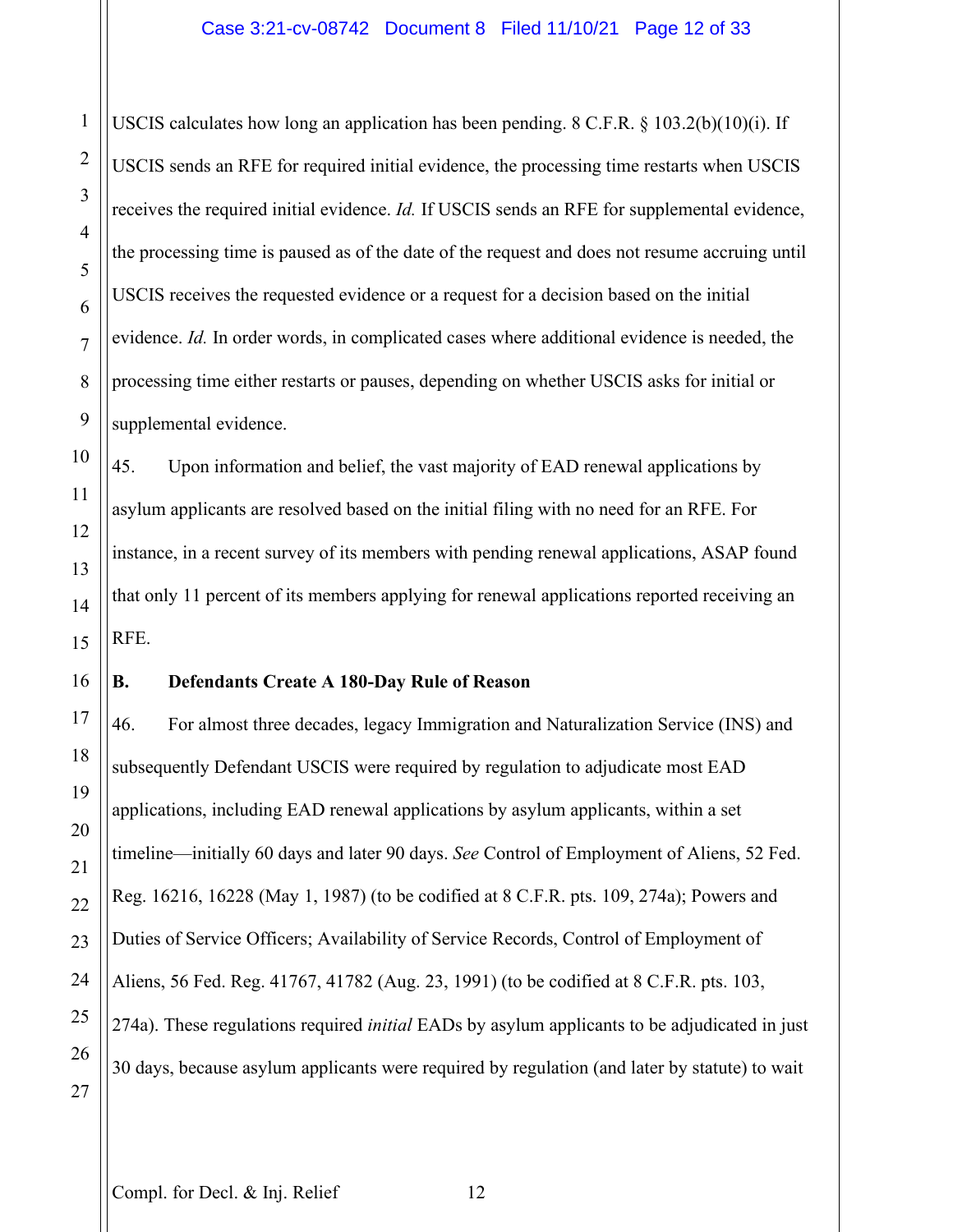USCIS calculates how long an application has been pending. 8 C.F.R. § 103.2(b)(10)(i). If USCIS sends an RFE for required initial evidence, the processing time restarts when USCIS receives the required initial evidence. *Id.* If USCIS sends an RFE for supplemental evidence, the processing time is paused as of the date of the request and does not resume accruing until USCIS receives the requested evidence or a request for a decision based on the initial evidence. *Id.* In order words, in complicated cases where additional evidence is needed, the processing time either restarts or pauses, depending on whether USCIS asks for initial or supplemental evidence.

45. Upon information and belief, the vast majority of EAD renewal applications by asylum applicants are resolved based on the initial filing with no need for an RFE. For instance, in a recent survey of its members with pending renewal applications, ASAP found that only 11 percent of its members applying for renewal applications reported receiving an RFE.

**B. Defendants Create A 180-Day Rule of Reason**

46. For almost three decades, legacy Immigration and Naturalization Service (INS) and subsequently Defendant USCIS were required by regulation to adjudicate most EAD applications, including EAD renewal applications by asylum applicants, within a set timeline—initially 60 days and later 90 days. *See* Control of Employment of Aliens, 52 Fed. Reg. 16216, 16228 (May 1, 1987) (to be codified at 8 C.F.R. pts. 109, 274a); Powers and Duties of Service Officers; Availability of Service Records, Control of Employment of Aliens, 56 Fed. Reg. 41767, 41782 (Aug. 23, 1991) (to be codified at 8 C.F.R. pts. 103, 274a). These regulations required *initial* EADs by asylum applicants to be adjudicated in just 30 days, because asylum applicants were required by regulation (and later by statute) to wait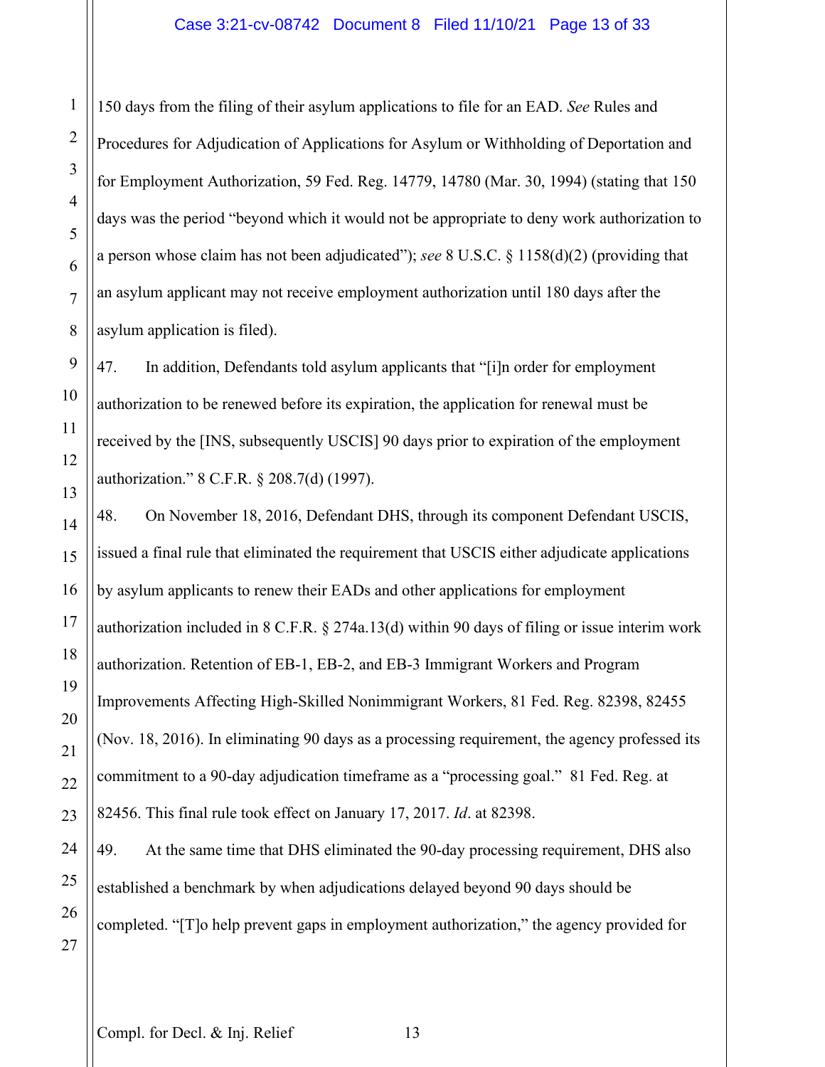150 days from the filing of their asylum applications to file for an EAD. *See* Rules and Procedures for Adjudication of Applications for Asylum or Withholding of Deportation and for Employment Authorization, 59 Fed. Reg. 14779, 14780 (Mar. 30, 1994) (stating that 150 days was the period "beyond which it would not be appropriate to deny work authorization to a person whose claim has not been adjudicated"); *see* 8 U.S.C. § 1158(d)(2) (providing that an asylum applicant may not receive employment authorization until 180 days after the asylum application is filed).

47. In addition, Defendants told asylum applicants that "[i]n order for employment authorization to be renewed before its expiration, the application for renewal must be received by the [INS, subsequently USCIS] 90 days prior to expiration of the employment authorization." 8 C.F.R. § 208.7(d) (1997).

48. On November 18, 2016, Defendant DHS, through its component Defendant USCIS, issued a final rule that eliminated the requirement that USCIS either adjudicate applications by asylum applicants to renew their EADs and other applications for employment authorization included in 8 C.F.R. § 274a.13(d) within 90 days of filing or issue interim work authorization. Retention of EB-1, EB-2, and EB-3 Immigrant Workers and Program Improvements Affecting High-Skilled Nonimmigrant Workers, 81 Fed. Reg. 82398, 82455 (Nov. 18, 2016). In eliminating 90 days as a processing requirement, the agency professed its commitment to a 90-day adjudication timeframe as a "processing goal." 81 Fed. Reg. at 82456. This final rule took effect on January 17, 2017. *Id*. at 82398.

49. At the same time that DHS eliminated the 90-day processing requirement, DHS also established a benchmark by when adjudications delayed beyond 90 days should be completed. "[T]o help prevent gaps in employment authorization," the agency provided for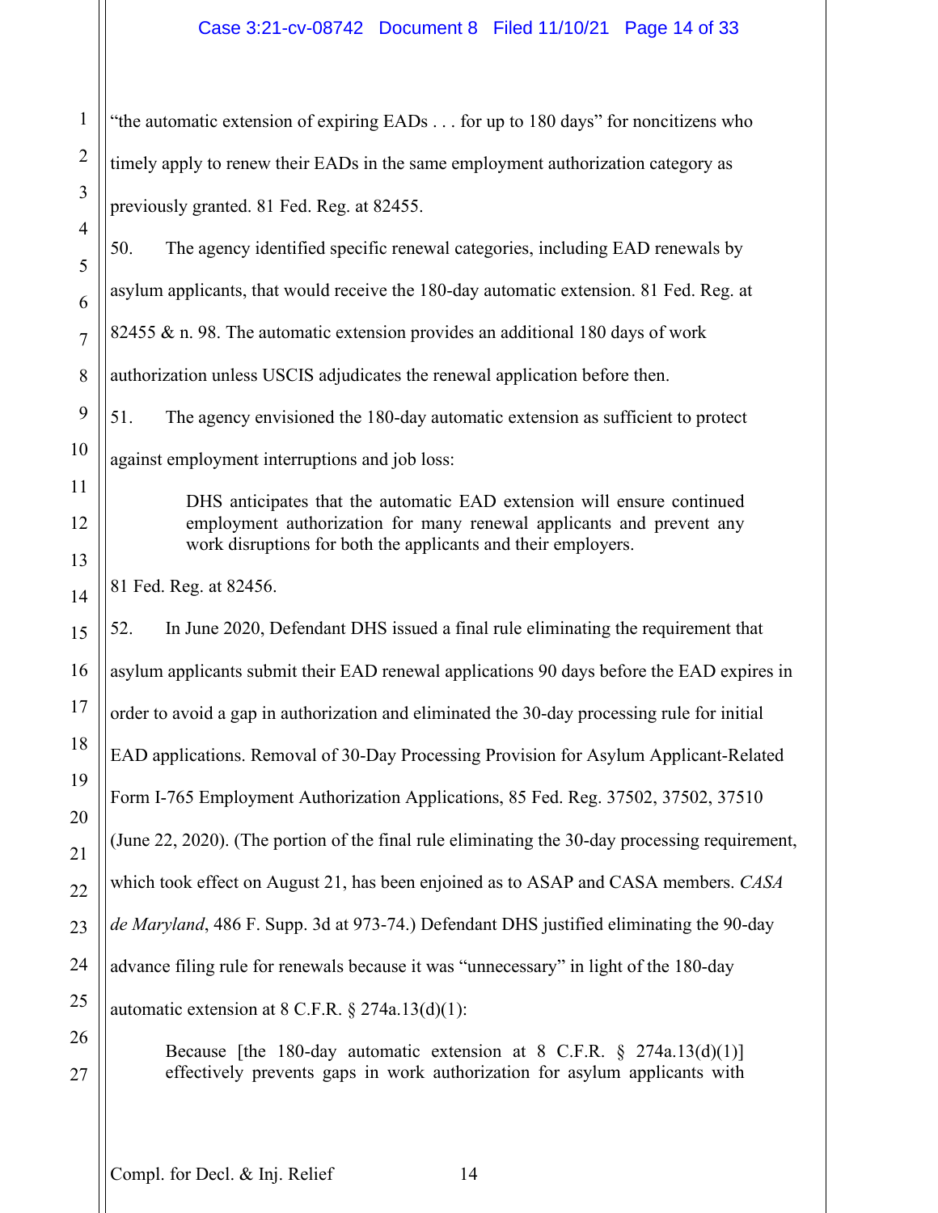"the automatic extension of expiring EADs . . . for up to 180 days" for noncitizens who timely apply to renew their EADs in the same employment authorization category as previously granted. 81 Fed. Reg. at 82455.

50. The agency identified specific renewal categories, including EAD renewals by asylum applicants, that would receive the 180-day automatic extension. 81 Fed. Reg. at 82455 & n. 98. The automatic extension provides an additional 180 days of work authorization unless USCIS adjudicates the renewal application before then.

51. The agency envisioned the 180-day automatic extension as sufficient to protect against employment interruptions and job loss:

> DHS anticipates that the automatic EAD extension will ensure continued employment authorization for many renewal applicants and prevent any work disruptions for both the applicants and their employers.

81 Fed. Reg. at 82456.

52. In June 2020, Defendant DHS issued a final rule eliminating the requirement that asylum applicants submit their EAD renewal applications 90 days before the EAD expires in order to avoid a gap in authorization and eliminated the 30-day processing rule for initial EAD applications. Removal of 30-Day Processing Provision for Asylum Applicant-Related Form I-765 Employment Authorization Applications, 85 Fed. Reg. 37502, 37502, 37510 (June 22, 2020). (The portion of the final rule eliminating the 30-day processing requirement, which took effect on August 21, has been enjoined as to ASAP and CASA members. *CASA de Maryland*, 486 F. Supp. 3d at 973-74.) Defendant DHS justified eliminating the 90-day advance filing rule for renewals because it was "unnecessary" in light of the 180-day automatic extension at 8 C.F.R. § 274a.13(d)(1):

> Because [the 180-day automatic extension at 8 C.F.R. § 274a.13(d)(1)] effectively prevents gaps in work authorization for asylum applicants with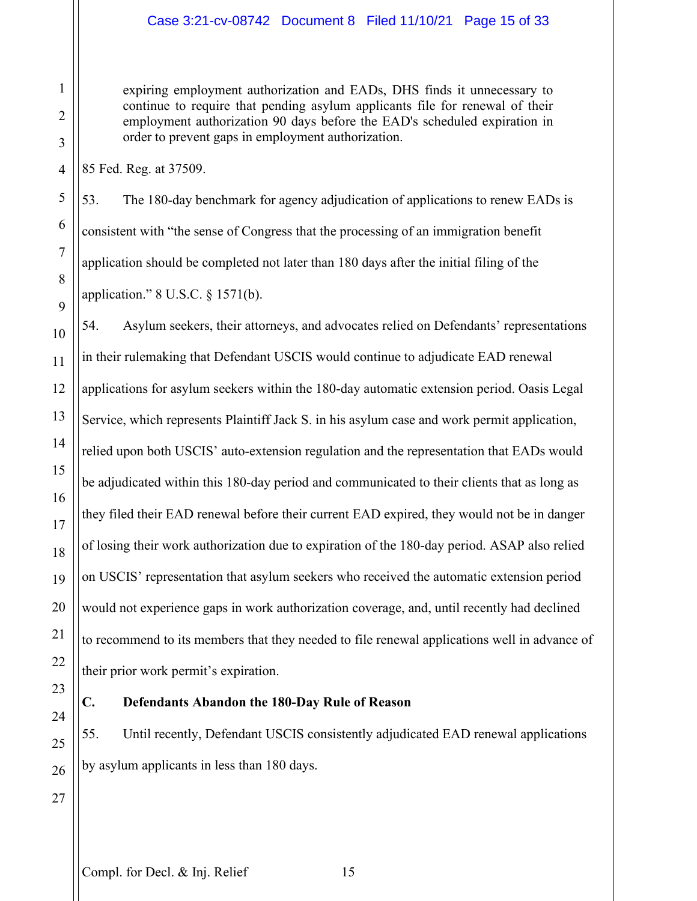> expiring employment authorization and EADs, DHS finds it unnecessary to continue to require that pending asylum applicants file for renewal of their employment authorization 90 days before the EAD's scheduled expiration in order to prevent gaps in employment authorization.

85 Fed. Reg. at 37509.

53. The 180-day benchmark for agency adjudication of applications to renew EADs is consistent with "the sense of Congress that the processing of an immigration benefit application should be completed not later than 180 days after the initial filing of the application." 8 U.S.C. § 1571(b).

54. Asylum seekers, their attorneys, and advocates relied on Defendants' representations in their rulemaking that Defendant USCIS would continue to adjudicate EAD renewal applications for asylum seekers within the 180-day automatic extension period. Oasis Legal Service, which represents Plaintiff Jack S. in his asylum case and work permit application, relied upon both USCIS' auto-extension regulation and the representation that EADs would be adjudicated within this 180-day period and communicated to their clients that as long as they filed their EAD renewal before their current EAD expired, they would not be in danger of losing their work authorization due to expiration of the 180-day period. ASAP also relied on USCIS' representation that asylum seekers who received the automatic extension period would not experience gaps in work authorization coverage, and, until recently had declined to recommend to its members that they needed to file renewal applications well in advance of their prior work permit's expiration.

## C. Defendants Abandon the 180-Day Rule of Reason

55. Until recently, Defendant USCIS consistently adjudicated EAD renewal applications by asylum applicants in less than 180 days.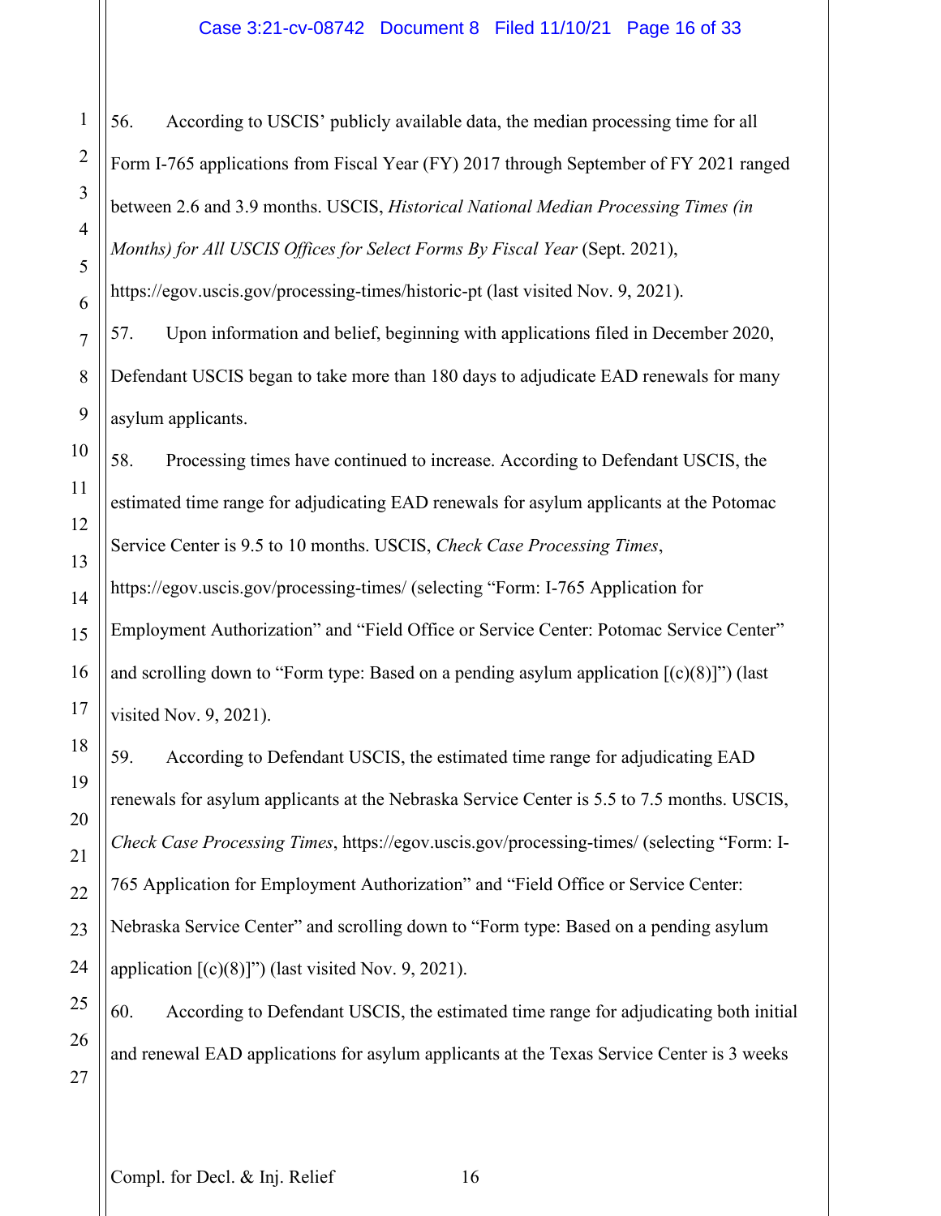56. According to USCIS' publicly available data, the median processing time for all Form I-765 applications from Fiscal Year (FY) 2017 through September of FY 2021 ranged between 2.6 and 3.9 months. USCIS, *Historical National Median Processing Times (in Months) for All USCIS Offices for Select Forms By Fiscal Year* (Sept. 2021), https://egov.uscis.gov/processing-times/historic-pt (last visited Nov. 9, 2021).

57. Upon information and belief, beginning with applications filed in December 2020, Defendant USCIS began to take more than 180 days to adjudicate EAD renewals for many asylum applicants.

58. Processing times have continued to increase. According to Defendant USCIS, the estimated time range for adjudicating EAD renewals for asylum applicants at the Potomac Service Center is 9.5 to 10 months. USCIS, *Check Case Processing Times*, https://egov.uscis.gov/processing-times/ (selecting "Form: I-765 Application for Employment Authorization" and "Field Office or Service Center: Potomac Service Center" and scrolling down to "Form type: Based on a pending asylum application [(c)(8)]") (last visited Nov. 9, 2021).

59. According to Defendant USCIS, the estimated time range for adjudicating EAD renewals for asylum applicants at the Nebraska Service Center is 5.5 to 7.5 months. USCIS, *Check Case Processing Times*, https://egov.uscis.gov/processing-times/ (selecting "Form: I-765 Application for Employment Authorization" and "Field Office or Service Center: Nebraska Service Center" and scrolling down to "Form type: Based on a pending asylum application [(c)(8)]") (last visited Nov. 9, 2021).

60. According to Defendant USCIS, the estimated time range for adjudicating both initial and renewal EAD applications for asylum applicants at the Texas Service Center is 3 weeks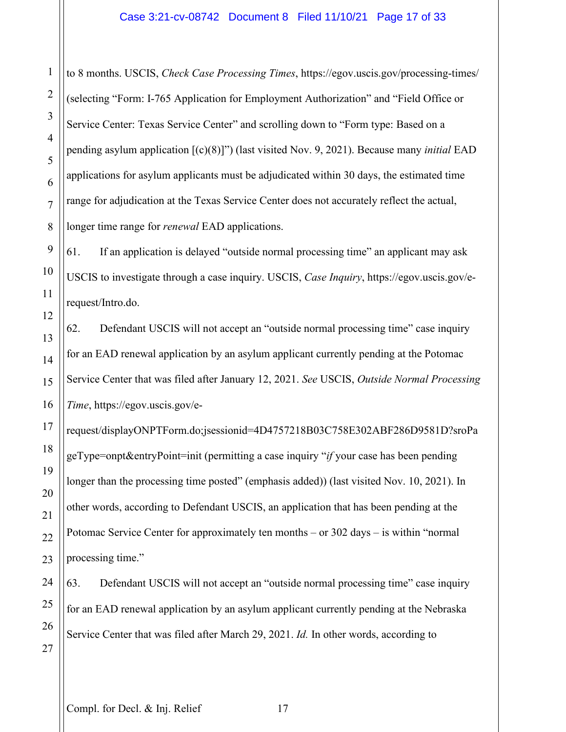to 8 months. USCIS, *Check Case Processing Times*, https://egov.uscis.gov/processing-times/ (selecting "Form: I-765 Application for Employment Authorization" and "Field Office or Service Center: Texas Service Center" and scrolling down to "Form type: Based on a pending asylum application [(c)(8)]") (last visited Nov. 9, 2021). Because many *initial* EAD applications for asylum applicants must be adjudicated within 30 days, the estimated time range for adjudication at the Texas Service Center does not accurately reflect the actual, longer time range for *renewal* EAD applications.

61. If an application is delayed "outside normal processing time" an applicant may ask USCIS to investigate through a case inquiry. USCIS, *Case Inquiry*, https://egov.uscis.gov/e-request/Intro.do.

62. Defendant USCIS will not accept an "outside normal processing time" case inquiry for an EAD renewal application by an asylum applicant currently pending at the Potomac Service Center that was filed after January 12, 2021. *See* USCIS, *Outside Normal Processing Time*, https://egov.uscis.gov/e-request/displayONPTForm.do;jsessionid=4D4757218B03C758E302ABF286D9581D?sroPageType=onpt&entryPoint=init (permitting a case inquiry "*if* your case has been pending longer than the processing time posted" (emphasis added)) (last visited Nov. 10, 2021). In other words, according to Defendant USCIS, an application that has been pending at the Potomac Service Center for approximately ten months – or 302 days – is within "normal processing time."

63. Defendant USCIS will not accept an "outside normal processing time" case inquiry for an EAD renewal application by an asylum applicant currently pending at the Nebraska Service Center that was filed after March 29, 2021. *Id.* In other words, according to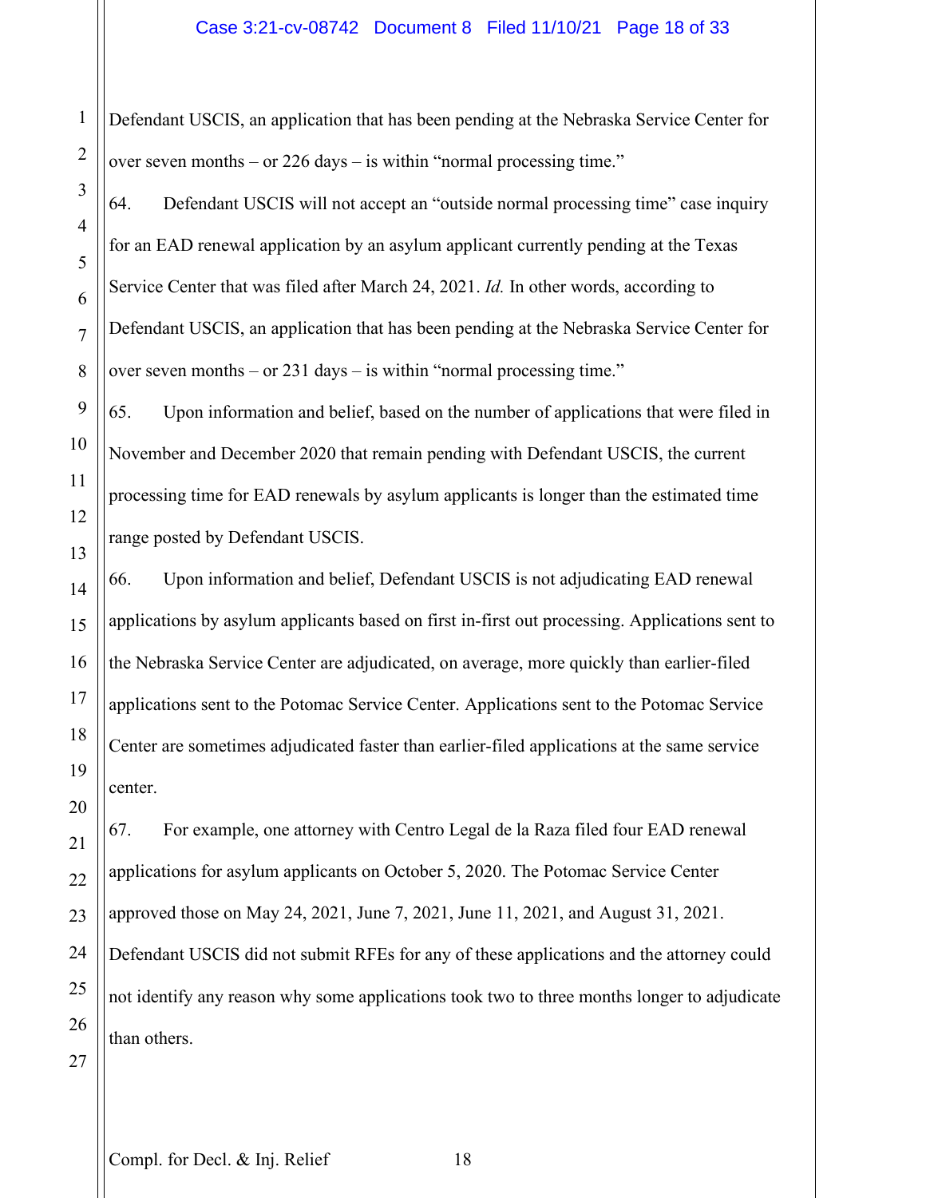Defendant USCIS, an application that has been pending at the Nebraska Service Center for over seven months – or 226 days – is within "normal processing time."

64. Defendant USCIS will not accept an "outside normal processing time" case inquiry for an EAD renewal application by an asylum applicant currently pending at the Texas Service Center that was filed after March 24, 2021. *Id.* In other words, according to Defendant USCIS, an application that has been pending at the Nebraska Service Center for over seven months – or 231 days – is within "normal processing time."

65. Upon information and belief, based on the number of applications that were filed in November and December 2020 that remain pending with Defendant USCIS, the current processing time for EAD renewals by asylum applicants is longer than the estimated time range posted by Defendant USCIS.

66. Upon information and belief, Defendant USCIS is not adjudicating EAD renewal applications by asylum applicants based on first in-first out processing. Applications sent to the Nebraska Service Center are adjudicated, on average, more quickly than earlier-filed applications sent to the Potomac Service Center. Applications sent to the Potomac Service Center are sometimes adjudicated faster than earlier-filed applications at the same service center.

67. For example, one attorney with Centro Legal de la Raza filed four EAD renewal applications for asylum applicants on October 5, 2020. The Potomac Service Center approved those on May 24, 2021, June 7, 2021, June 11, 2021, and August 31, 2021. Defendant USCIS did not submit RFEs for any of these applications and the attorney could not identify any reason why some applications took two to three months longer to adjudicate than others.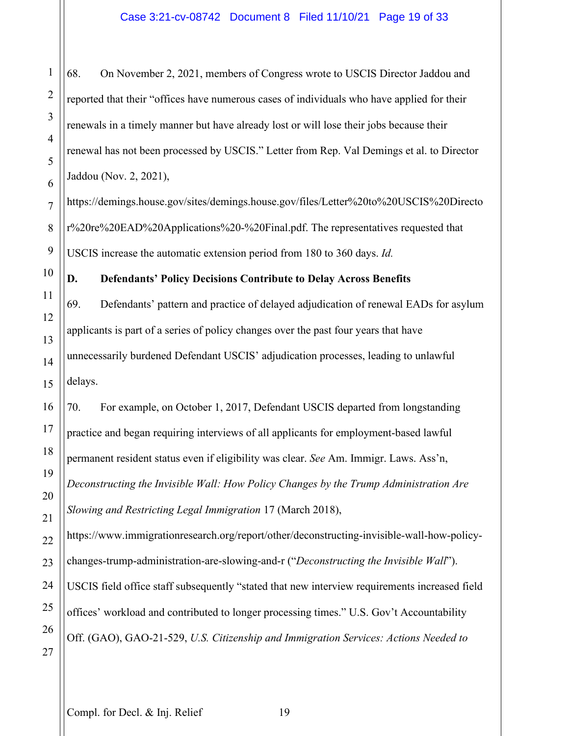68. On November 2, 2021, members of Congress wrote to USCIS Director Jaddou and reported that their "offices have numerous cases of individuals who have applied for their renewals in a timely manner but have already lost or will lose their jobs because their renewal has not been processed by USCIS." Letter from Rep. Val Demings et al. to Director Jaddou (Nov. 2, 2021), https://demings.house.gov/sites/demings.house.gov/files/Letter%20to%20USCIS%20Director%20re%20EAD%20Applications%20-%20Final.pdf. The representatives requested that USCIS increase the automatic extension period from 180 to 360 days. *Id.*

**D. Defendants' Policy Decisions Contribute to Delay Across Benefits**

69. Defendants' pattern and practice of delayed adjudication of renewal EADs for asylum applicants is part of a series of policy changes over the past four years that have unnecessarily burdened Defendant USCIS' adjudication processes, leading to unlawful delays.

70. For example, on October 1, 2017, Defendant USCIS departed from longstanding practice and began requiring interviews of all applicants for employment-based lawful permanent resident status even if eligibility was clear. *See* Am. Immigr. Laws. Ass'n, *Deconstructing the Invisible Wall: How Policy Changes by the Trump Administration Are Slowing and Restricting Legal Immigration* 17 (March 2018), https://www.immigrationresearch.org/report/other/deconstructing-invisible-wall-how-policy-changes-trump-administration-are-slowing-and-r ("*Deconstructing the Invisible Wall*"). USCIS field office staff subsequently "stated that new interview requirements increased field offices' workload and contributed to longer processing times." U.S. Gov't Accountability Off. (GAO), GAO-21-529, *U.S. Citizenship and Immigration Services: Actions Needed to*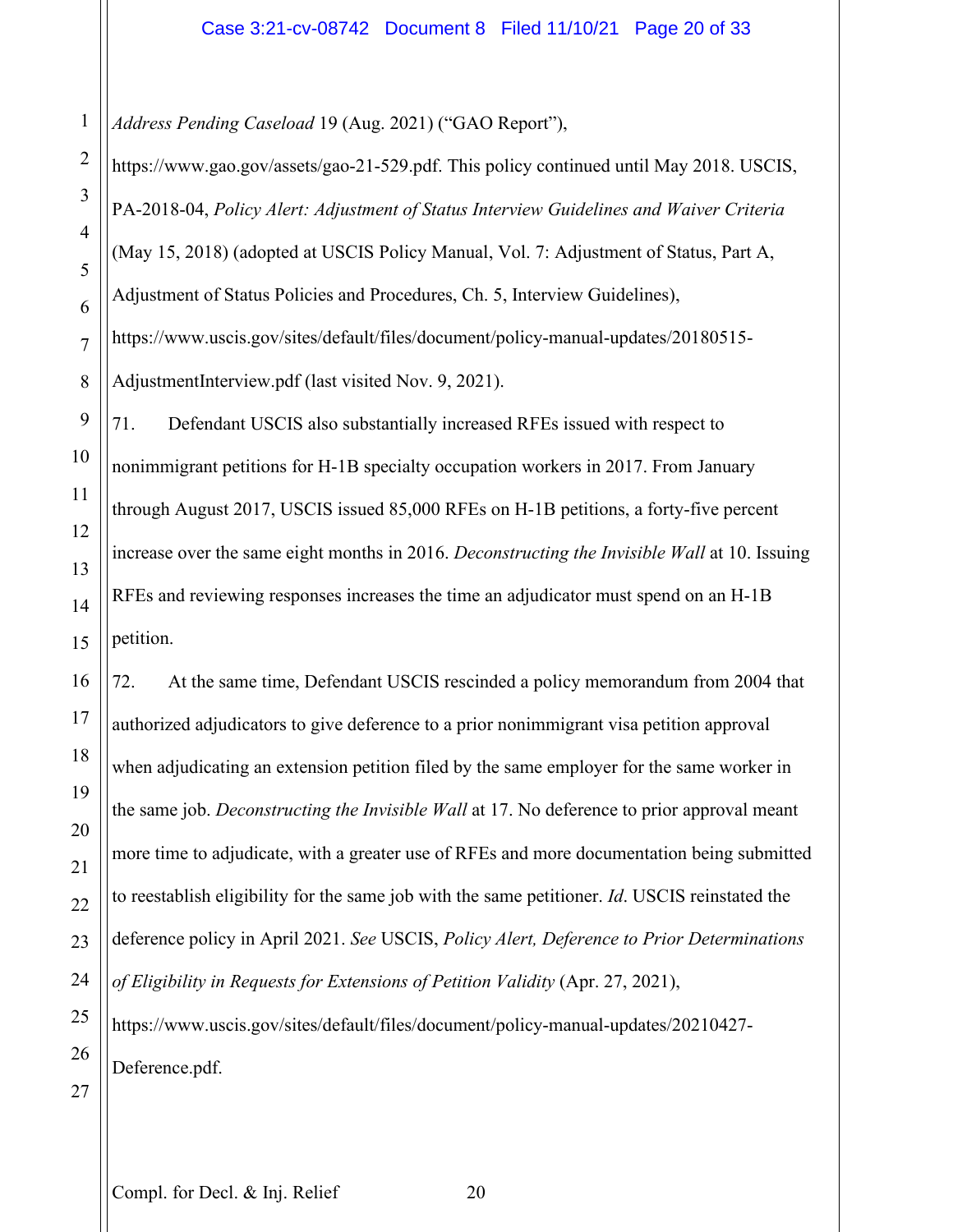*Address Pending Caseload* 19 (Aug. 2021) ("GAO Report"), https://www.gao.gov/assets/gao-21-529.pdf. This policy continued until May 2018. USCIS, PA-2018-04, *Policy Alert: Adjustment of Status Interview Guidelines and Waiver Criteria* (May 15, 2018) (adopted at USCIS Policy Manual, Vol. 7: Adjustment of Status, Part A, Adjustment of Status Policies and Procedures, Ch. 5, Interview Guidelines), https://www.uscis.gov/sites/default/files/document/policy-manual-updates/20180515-AdjustmentInterview.pdf (last visited Nov. 9, 2021).

71. Defendant USCIS also substantially increased RFEs issued with respect to nonimmigrant petitions for H-1B specialty occupation workers in 2017. From January through August 2017, USCIS issued 85,000 RFEs on H-1B petitions, a forty-five percent increase over the same eight months in 2016. *Deconstructing the Invisible Wall* at 10. Issuing RFEs and reviewing responses increases the time an adjudicator must spend on an H-1B petition.

72. At the same time, Defendant USCIS rescinded a policy memorandum from 2004 that authorized adjudicators to give deference to a prior nonimmigrant visa petition approval when adjudicating an extension petition filed by the same employer for the same worker in the same job. *Deconstructing the Invisible Wall* at 17. No deference to prior approval meant more time to adjudicate, with a greater use of RFEs and more documentation being submitted to reestablish eligibility for the same job with the same petitioner. *Id*. USCIS reinstated the deference policy in April 2021. *See* USCIS, *Policy Alert, Deference to Prior Determinations of Eligibility in Requests for Extensions of Petition Validity* (Apr. 27, 2021), https://www.uscis.gov/sites/default/files/document/policy-manual-updates/20210427-Deference.pdf.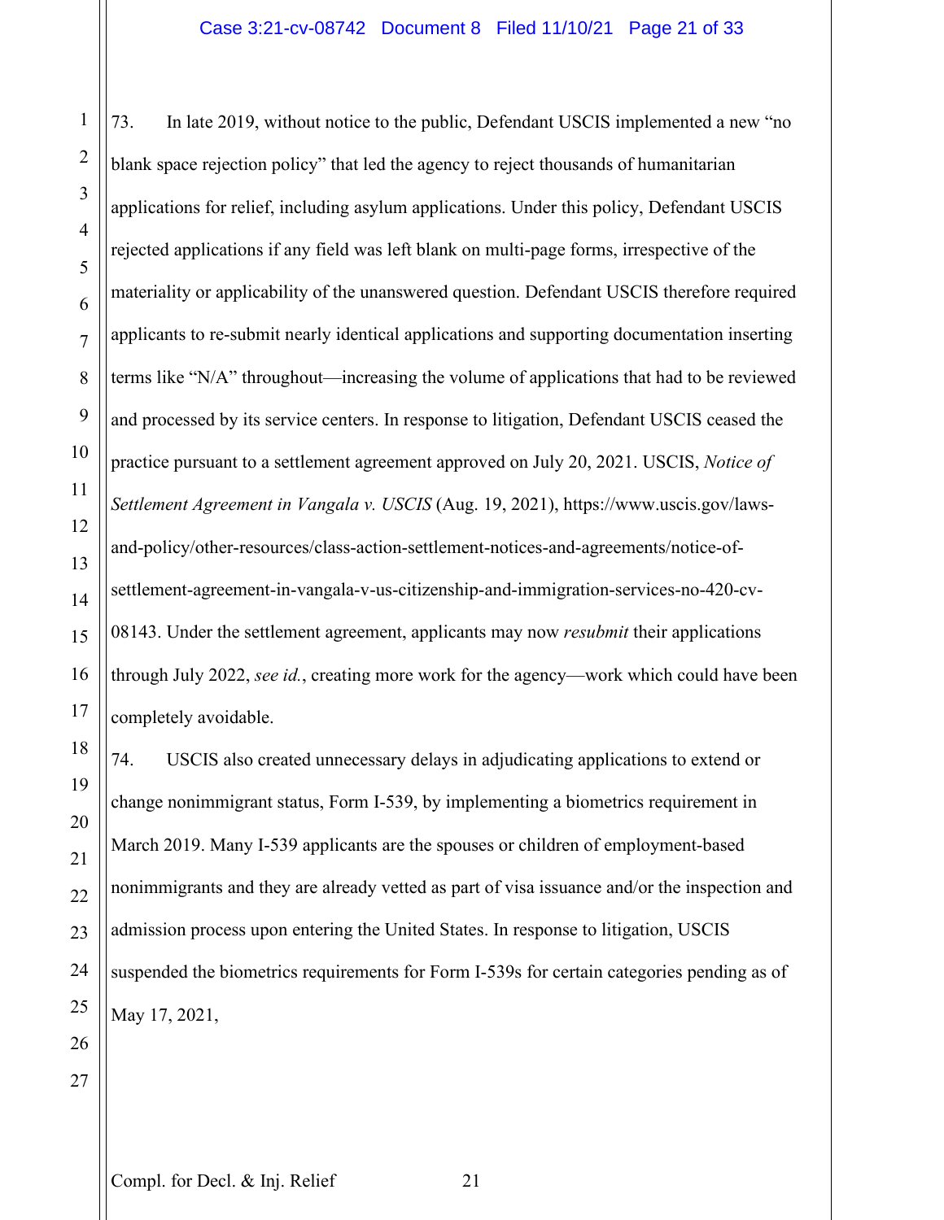73. In late 2019, without notice to the public, Defendant USCIS implemented a new "no blank space rejection policy" that led the agency to reject thousands of humanitarian applications for relief, including asylum applications. Under this policy, Defendant USCIS rejected applications if any field was left blank on multi-page forms, irrespective of the materiality or applicability of the unanswered question. Defendant USCIS therefore required applicants to re-submit nearly identical applications and supporting documentation inserting terms like "N/A" throughout—increasing the volume of applications that had to be reviewed and processed by its service centers. In response to litigation, Defendant USCIS ceased the practice pursuant to a settlement agreement approved on July 20, 2021. USCIS, *Notice of Settlement Agreement in Vangala v. USCIS* (Aug. 19, 2021), https://www.uscis.gov/laws-and-policy/other-resources/class-action-settlement-notices-and-agreements/notice-of-settlement-agreement-in-vangala-v-us-citizenship-and-immigration-services-no-420-cv-08143. Under the settlement agreement, applicants may now *resubmit* their applications through July 2022, *see id.*, creating more work for the agency—work which could have been completely avoidable.

74. USCIS also created unnecessary delays in adjudicating applications to extend or change nonimmigrant status, Form I-539, by implementing a biometrics requirement in March 2019. Many I-539 applicants are the spouses or children of employment-based nonimmigrants and they are already vetted as part of visa issuance and/or the inspection and admission process upon entering the United States. In response to litigation, USCIS suspended the biometrics requirements for Form I-539s for certain categories pending as of May 17, 2021,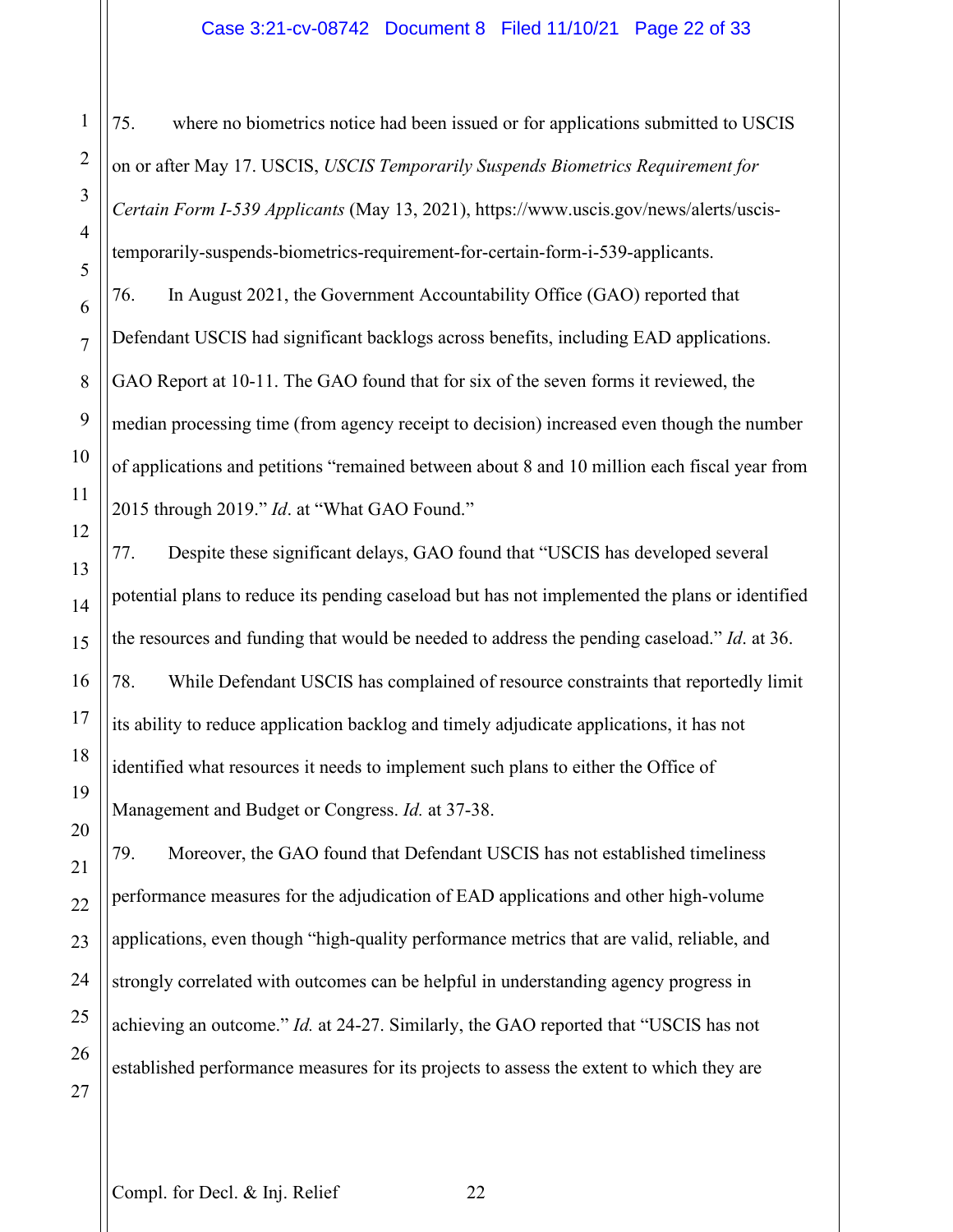75. where no biometrics notice had been issued or for applications submitted to USCIS on or after May 17. USCIS, *USCIS Temporarily Suspends Biometrics Requirement for Certain Form I-539 Applicants* (May 13, 2021), https://www.uscis.gov/news/alerts/uscis-temporarily-suspends-biometrics-requirement-for-certain-form-i-539-applicants.

76. In August 2021, the Government Accountability Office (GAO) reported that Defendant USCIS had significant backlogs across benefits, including EAD applications. GAO Report at 10-11. The GAO found that for six of the seven forms it reviewed, the median processing time (from agency receipt to decision) increased even though the number of applications and petitions "remained between about 8 and 10 million each fiscal year from 2015 through 2019." *Id*. at "What GAO Found."

77. Despite these significant delays, GAO found that "USCIS has developed several potential plans to reduce its pending caseload but has not implemented the plans or identified the resources and funding that would be needed to address the pending caseload." *Id*. at 36.

78. While Defendant USCIS has complained of resource constraints that reportedly limit its ability to reduce application backlog and timely adjudicate applications, it has not identified what resources it needs to implement such plans to either the Office of Management and Budget or Congress. *Id.* at 37-38.

79. Moreover, the GAO found that Defendant USCIS has not established timeliness performance measures for the adjudication of EAD applications and other high-volume applications, even though "high-quality performance metrics that are valid, reliable, and strongly correlated with outcomes can be helpful in understanding agency progress in achieving an outcome." *Id.* at 24-27. Similarly, the GAO reported that "USCIS has not established performance measures for its projects to assess the extent to which they are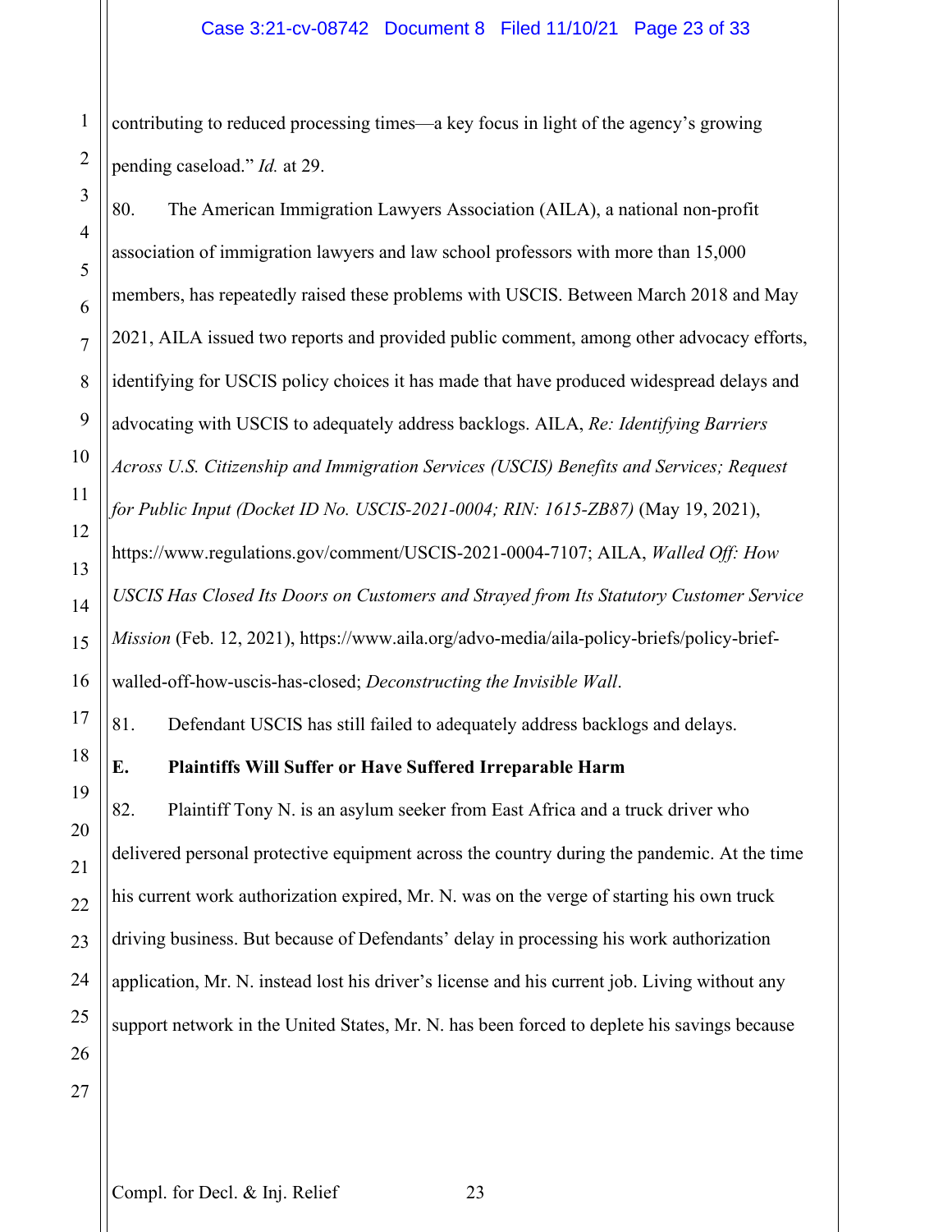contributing to reduced processing times—a key focus in light of the agency's growing pending caseload." *Id.* at 29.

80. The American Immigration Lawyers Association (AILA), a national non-profit association of immigration lawyers and law school professors with more than 15,000 members, has repeatedly raised these problems with USCIS. Between March 2018 and May 2021, AILA issued two reports and provided public comment, among other advocacy efforts, identifying for USCIS policy choices it has made that have produced widespread delays and advocating with USCIS to adequately address backlogs. AILA, *Re: Identifying Barriers Across U.S. Citizenship and Immigration Services (USCIS) Benefits and Services; Request for Public Input (Docket ID No. USCIS-2021-0004; RIN: 1615-ZB87)* (May 19, 2021), https://www.regulations.gov/comment/USCIS-2021-0004-7107; AILA, *Walled Off: How USCIS Has Closed Its Doors on Customers and Strayed from Its Statutory Customer Service Mission* (Feb. 12, 2021), https://www.aila.org/advo-media/aila-policy-briefs/policy-brief-walled-off-how-uscis-has-closed; *Deconstructing the Invisible Wall*.

81. Defendant USCIS has still failed to adequately address backlogs and delays.

**E. Plaintiffs Will Suffer or Have Suffered Irreparable Harm**

82. Plaintiff Tony N. is an asylum seeker from East Africa and a truck driver who delivered personal protective equipment across the country during the pandemic. At the time his current work authorization expired, Mr. N. was on the verge of starting his own truck driving business. But because of Defendants' delay in processing his work authorization application, Mr. N. instead lost his driver's license and his current job. Living without any support network in the United States, Mr. N. has been forced to deplete his savings because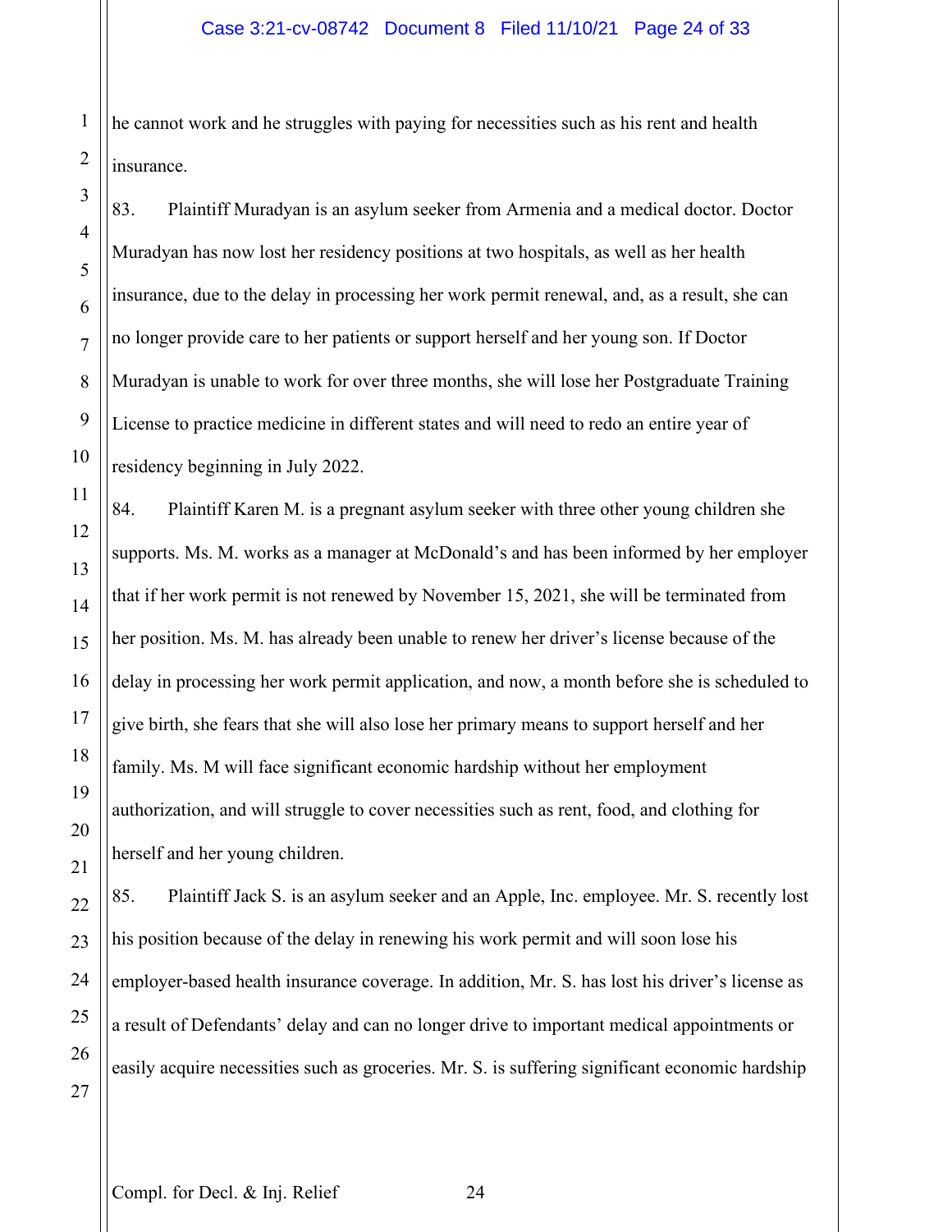he cannot work and he struggles with paying for necessities such as his rent and health insurance.

83. Plaintiff Muradyan is an asylum seeker from Armenia and a medical doctor. Doctor Muradyan has now lost her residency positions at two hospitals, as well as her health insurance, due to the delay in processing her work permit renewal, and, as a result, she can no longer provide care to her patients or support herself and her young son. If Doctor Muradyan is unable to work for over three months, she will lose her Postgraduate Training License to practice medicine in different states and will need to redo an entire year of residency beginning in July 2022.

84. Plaintiff Karen M. is a pregnant asylum seeker with three other young children she supports. Ms. M. works as a manager at McDonald's and has been informed by her employer that if her work permit is not renewed by November 15, 2021, she will be terminated from her position. Ms. M. has already been unable to renew her driver's license because of the delay in processing her work permit application, and now, a month before she is scheduled to give birth, she fears that she will also lose her primary means to support herself and her family. Ms. M will face significant economic hardship without her employment authorization, and will struggle to cover necessities such as rent, food, and clothing for herself and her young children.

85. Plaintiff Jack S. is an asylum seeker and an Apple, Inc. employee. Mr. S. recently lost his position because of the delay in renewing his work permit and will soon lose his employer-based health insurance coverage. In addition, Mr. S. has lost his driver's license as a result of Defendants' delay and can no longer drive to important medical appointments or easily acquire necessities such as groceries. Mr. S. is suffering significant economic hardship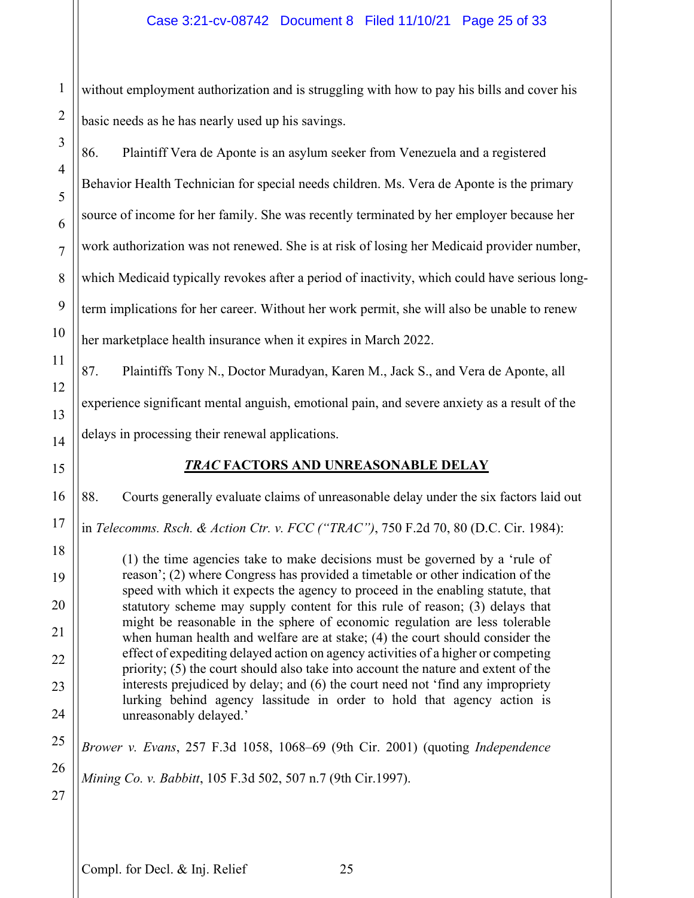without employment authorization and is struggling with how to pay his bills and cover his basic needs as he has nearly used up his savings.

86. Plaintiff Vera de Aponte is an asylum seeker from Venezuela and a registered Behavior Health Technician for special needs children. Ms. Vera de Aponte is the primary source of income for her family. She was recently terminated by her employer because her work authorization was not renewed. She is at risk of losing her Medicaid provider number, which Medicaid typically revokes after a period of inactivity, which could have serious long-term implications for her career. Without her work permit, she will also be unable to renew her marketplace health insurance when it expires in March 2022.

87. Plaintiffs Tony N., Doctor Muradyan, Karen M., Jack S., and Vera de Aponte, all experience significant mental anguish, emotional pain, and severe anxiety as a result of the delays in processing their renewal applications.

## ***TRAC*** **FACTORS AND UNREASONABLE DELAY**

88. Courts generally evaluate claims of unreasonable delay under the six factors laid out in *Telecomms. Rsch. & Action Ctr. v. FCC ("TRAC")*, 750 F.2d 70, 80 (D.C. Cir. 1984):

> (1) the time agencies take to make decisions must be governed by a 'rule of reason'; (2) where Congress has provided a timetable or other indication of the speed with which it expects the agency to proceed in the enabling statute, that statutory scheme may supply content for this rule of reason; (3) delays that might be reasonable in the sphere of economic regulation are less tolerable when human health and welfare are at stake; (4) the court should consider the effect of expediting delayed action on agency activities of a higher or competing priority; (5) the court should also take into account the nature and extent of the interests prejudiced by delay; and (6) the court need not 'find any impropriety lurking behind agency lassitude in order to hold that agency action is unreasonably delayed.'

*Brower v. Evans*, 257 F.3d 1058, 1068–69 (9th Cir. 2001) (quoting *Independence Mining Co. v. Babbitt*, 105 F.3d 502, 507 n.7 (9th Cir.1997).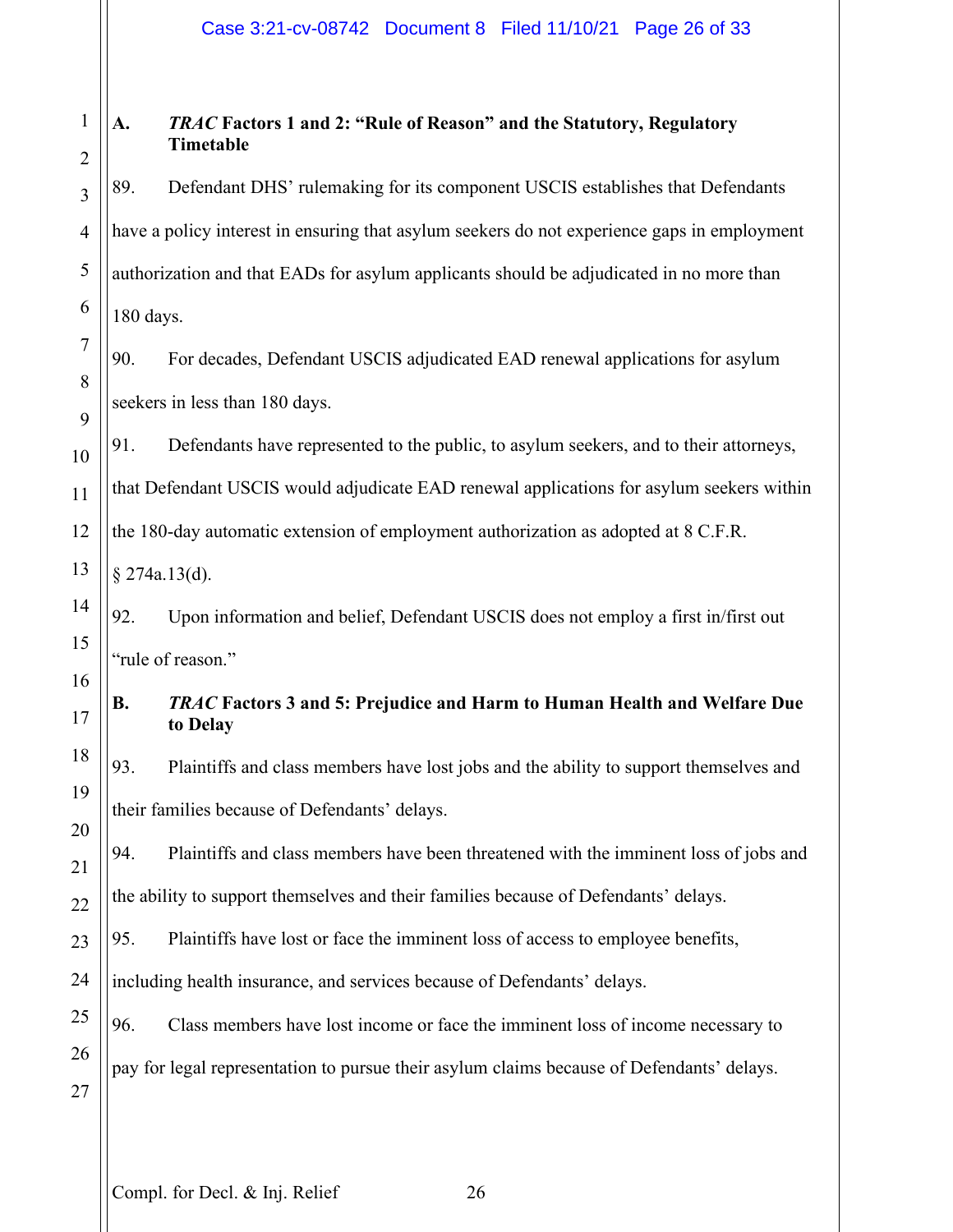### A. *TRAC* Factors 1 and 2: "Rule of Reason" and the Statutory, Regulatory Timetable

89. Defendant DHS' rulemaking for its component USCIS establishes that Defendants have a policy interest in ensuring that asylum seekers do not experience gaps in employment authorization and that EADs for asylum applicants should be adjudicated in no more than 180 days.

90. For decades, Defendant USCIS adjudicated EAD renewal applications for asylum seekers in less than 180 days.

91. Defendants have represented to the public, to asylum seekers, and to their attorneys, that Defendant USCIS would adjudicate EAD renewal applications for asylum seekers within the 180-day automatic extension of employment authorization as adopted at 8 C.F.R. § 274a.13(d).

92. Upon information and belief, Defendant USCIS does not employ a first in/first out "rule of reason."

### B. *TRAC* Factors 3 and 5: Prejudice and Harm to Human Health and Welfare Due to Delay

93. Plaintiffs and class members have lost jobs and the ability to support themselves and their families because of Defendants' delays.

94. Plaintiffs and class members have been threatened with the imminent loss of jobs and the ability to support themselves and their families because of Defendants' delays.

95. Plaintiffs have lost or face the imminent loss of access to employee benefits, including health insurance, and services because of Defendants' delays.

96. Class members have lost income or face the imminent loss of income necessary to pay for legal representation to pursue their asylum claims because of Defendants' delays.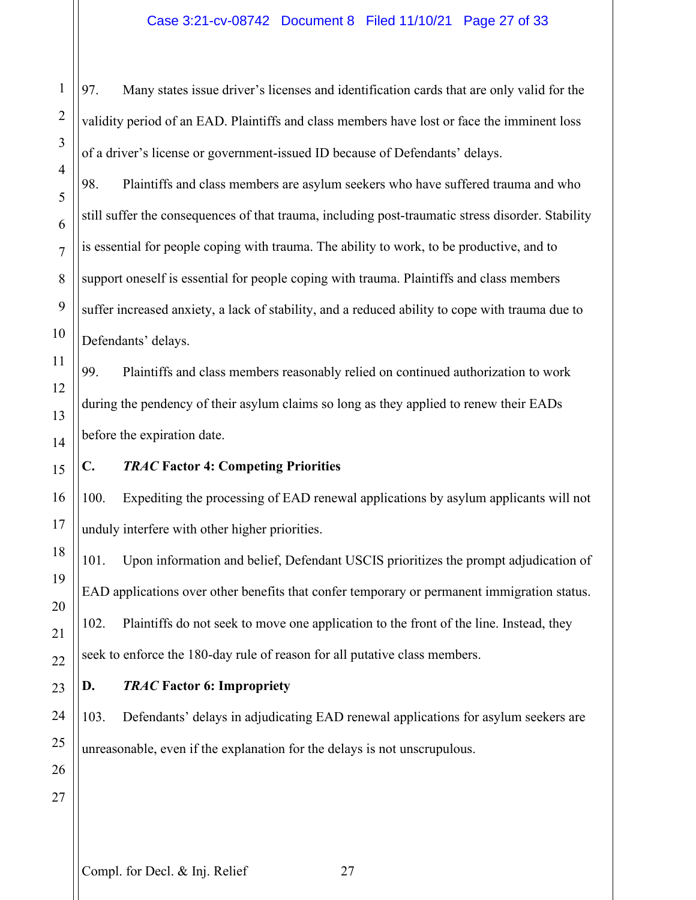97. Many states issue driver's licenses and identification cards that are only valid for the validity period of an EAD. Plaintiffs and class members have lost or face the imminent loss of a driver's license or government-issued ID because of Defendants' delays.

98. Plaintiffs and class members are asylum seekers who have suffered trauma and who still suffer the consequences of that trauma, including post-traumatic stress disorder. Stability is essential for people coping with trauma. The ability to work, to be productive, and to support oneself is essential for people coping with trauma. Plaintiffs and class members suffer increased anxiety, a lack of stability, and a reduced ability to cope with trauma due to Defendants' delays.

99. Plaintiffs and class members reasonably relied on continued authorization to work during the pendency of their asylum claims so long as they applied to renew their EADs before the expiration date.

### C. *TRAC* Factor 4: Competing Priorities

100. Expediting the processing of EAD renewal applications by asylum applicants will not unduly interfere with other higher priorities.

101. Upon information and belief, Defendant USCIS prioritizes the prompt adjudication of EAD applications over other benefits that confer temporary or permanent immigration status.

102. Plaintiffs do not seek to move one application to the front of the line. Instead, they seek to enforce the 180-day rule of reason for all putative class members.

### D. *TRAC* Factor 6: Impropriety

103. Defendants' delays in adjudicating EAD renewal applications for asylum seekers are unreasonable, even if the explanation for the delays is not unscrupulous.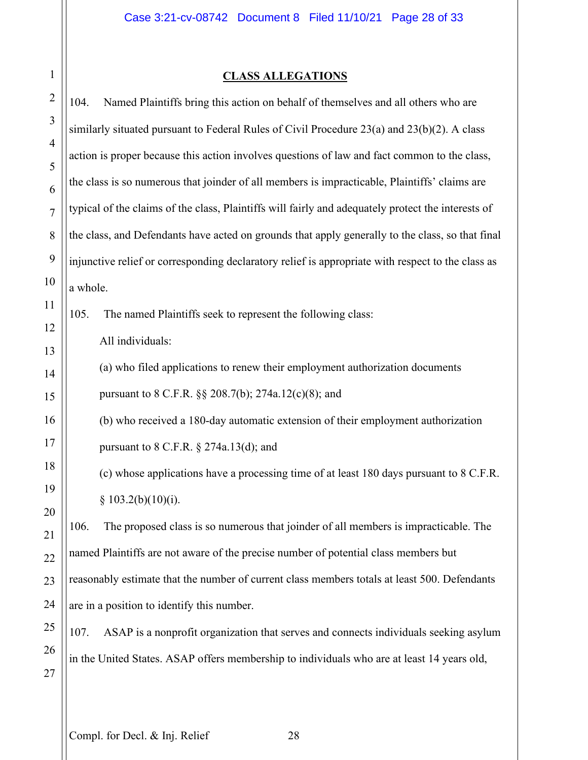## CLASS ALLEGATIONS

104. Named Plaintiffs bring this action on behalf of themselves and all others who are similarly situated pursuant to Federal Rules of Civil Procedure 23(a) and 23(b)(2). A class action is proper because this action involves questions of law and fact common to the class, the class is so numerous that joinder of all members is impracticable, Plaintiffs' claims are typical of the claims of the class, Plaintiffs will fairly and adequately protect the interests of the class, and Defendants have acted on grounds that apply generally to the class, so that final injunctive relief or corresponding declaratory relief is appropriate with respect to the class as a whole.

105. The named Plaintiffs seek to represent the following class:

All individuals:

(a) who filed applications to renew their employment authorization documents pursuant to 8 C.F.R. §§ 208.7(b); 274a.12(c)(8); and

(b) who received a 180-day automatic extension of their employment authorization pursuant to 8 C.F.R. § 274a.13(d); and

(c) whose applications have a processing time of at least 180 days pursuant to 8 C.F.R. § 103.2(b)(10)(i).

106. The proposed class is so numerous that joinder of all members is impracticable. The named Plaintiffs are not aware of the precise number of potential class members but reasonably estimate that the number of current class members totals at least 500. Defendants are in a position to identify this number.

107. ASAP is a nonprofit organization that serves and connects individuals seeking asylum in the United States. ASAP offers membership to individuals who are at least 14 years old,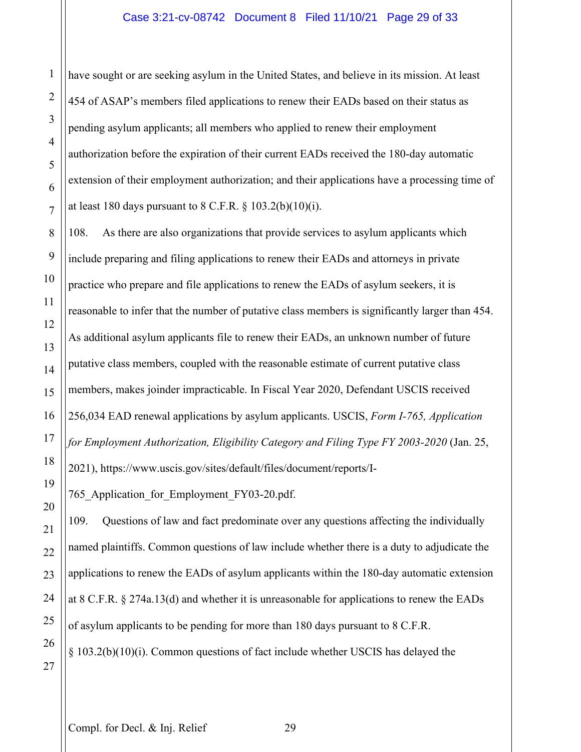have sought or are seeking asylum in the United States, and believe in its mission. At least 454 of ASAP's members filed applications to renew their EADs based on their status as pending asylum applicants; all members who applied to renew their employment authorization before the expiration of their current EADs received the 180-day automatic extension of their employment authorization; and their applications have a processing time of at least 180 days pursuant to 8 C.F.R. § 103.2(b)(10)(i).

108. As there are also organizations that provide services to asylum applicants which include preparing and filing applications to renew their EADs and attorneys in private practice who prepare and file applications to renew the EADs of asylum seekers, it is reasonable to infer that the number of putative class members is significantly larger than 454. As additional asylum applicants file to renew their EADs, an unknown number of future putative class members, coupled with the reasonable estimate of current putative class members, makes joinder impracticable. In Fiscal Year 2020, Defendant USCIS received 256,034 EAD renewal applications by asylum applicants. USCIS, *Form I-765, Application for Employment Authorization, Eligibility Category and Filing Type FY 2003-2020* (Jan. 25, 2021), https://www.uscis.gov/sites/default/files/document/reports/I-765_Application_for_Employment_FY03-20.pdf.

109. Questions of law and fact predominate over any questions affecting the individually named plaintiffs. Common questions of law include whether there is a duty to adjudicate the applications to renew the EADs of asylum applicants within the 180-day automatic extension at 8 C.F.R. § 274a.13(d) and whether it is unreasonable for applications to renew the EADs of asylum applicants to be pending for more than 180 days pursuant to 8 C.F.R. § 103.2(b)(10)(i). Common questions of fact include whether USCIS has delayed the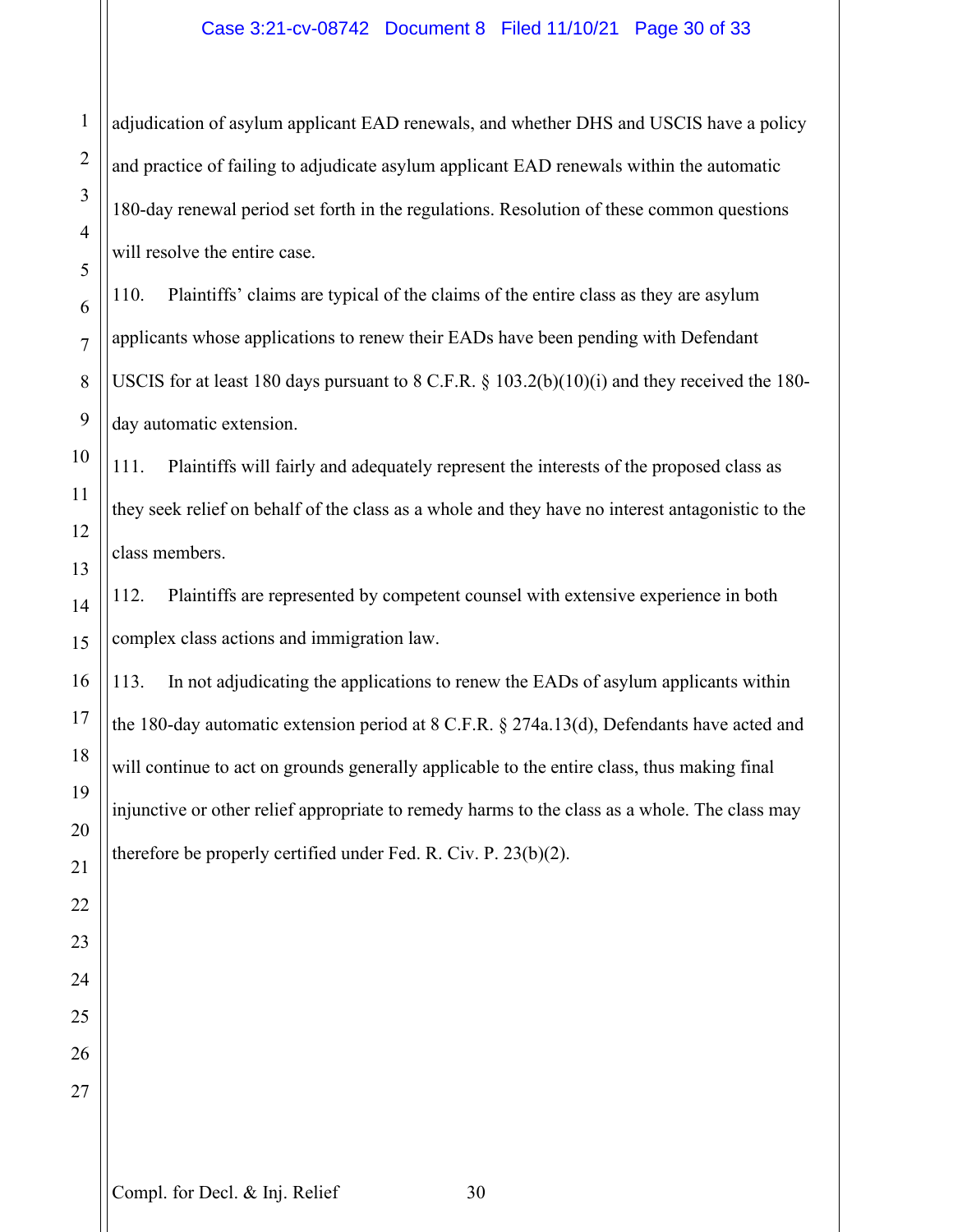adjudication of asylum applicant EAD renewals, and whether DHS and USCIS have a policy and practice of failing to adjudicate asylum applicant EAD renewals within the automatic 180-day renewal period set forth in the regulations. Resolution of these common questions will resolve the entire case.

110. Plaintiffs' claims are typical of the claims of the entire class as they are asylum applicants whose applications to renew their EADs have been pending with Defendant USCIS for at least 180 days pursuant to 8 C.F.R. § 103.2(b)(10)(i) and they received the 180-day automatic extension.

111. Plaintiffs will fairly and adequately represent the interests of the proposed class as they seek relief on behalf of the class as a whole and they have no interest antagonistic to the class members.

112. Plaintiffs are represented by competent counsel with extensive experience in both complex class actions and immigration law.

113. In not adjudicating the applications to renew the EADs of asylum applicants within the 180-day automatic extension period at 8 C.F.R. § 274a.13(d), Defendants have acted and will continue to act on grounds generally applicable to the entire class, thus making final injunctive or other relief appropriate to remedy harms to the class as a whole. The class may therefore be properly certified under Fed. R. Civ. P. 23(b)(2).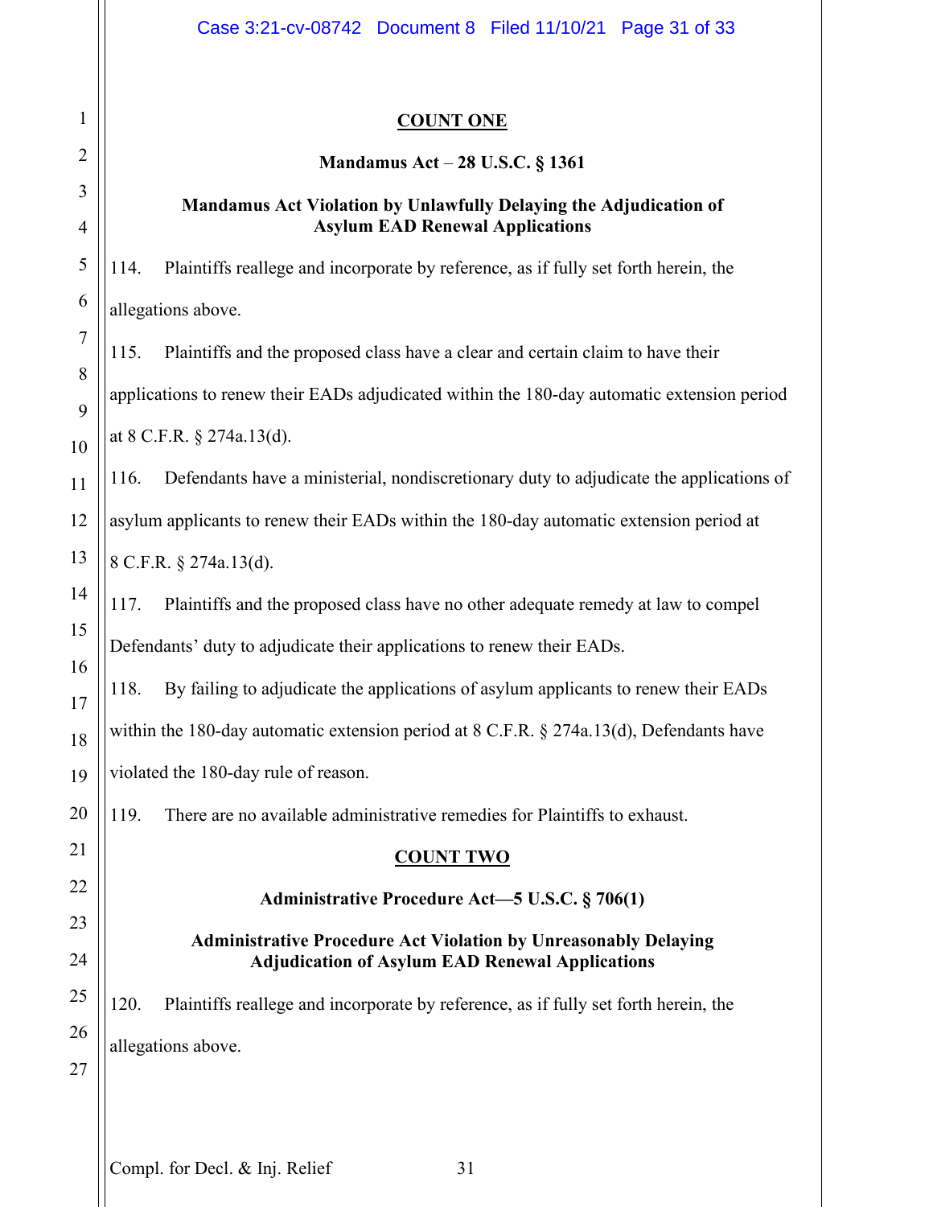**COUNT ONE**

**Mandamus Act – 28 U.S.C. § 1361**

**Mandamus Act Violation by Unlawfully Delaying the Adjudication of Asylum EAD Renewal Applications**

114. Plaintiffs reallege and incorporate by reference, as if fully set forth herein, the allegations above.

115. Plaintiffs and the proposed class have a clear and certain claim to have their applications to renew their EADs adjudicated within the 180-day automatic extension period at 8 C.F.R. § 274a.13(d).

116. Defendants have a ministerial, nondiscretionary duty to adjudicate the applications of asylum applicants to renew their EADs within the 180-day automatic extension period at 8 C.F.R. § 274a.13(d).

117. Plaintiffs and the proposed class have no other adequate remedy at law to compel Defendants' duty to adjudicate their applications to renew their EADs.

118. By failing to adjudicate the applications of asylum applicants to renew their EADs within the 180-day automatic extension period at 8 C.F.R. § 274a.13(d), Defendants have violated the 180-day rule of reason.

119. There are no available administrative remedies for Plaintiffs to exhaust.

**COUNT TWO**

**Administrative Procedure Act—5 U.S.C. § 706(1)**

**Administrative Procedure Act Violation by Unreasonably Delaying Adjudication of Asylum EAD Renewal Applications**

120. Plaintiffs reallege and incorporate by reference, as if fully set forth herein, the allegations above.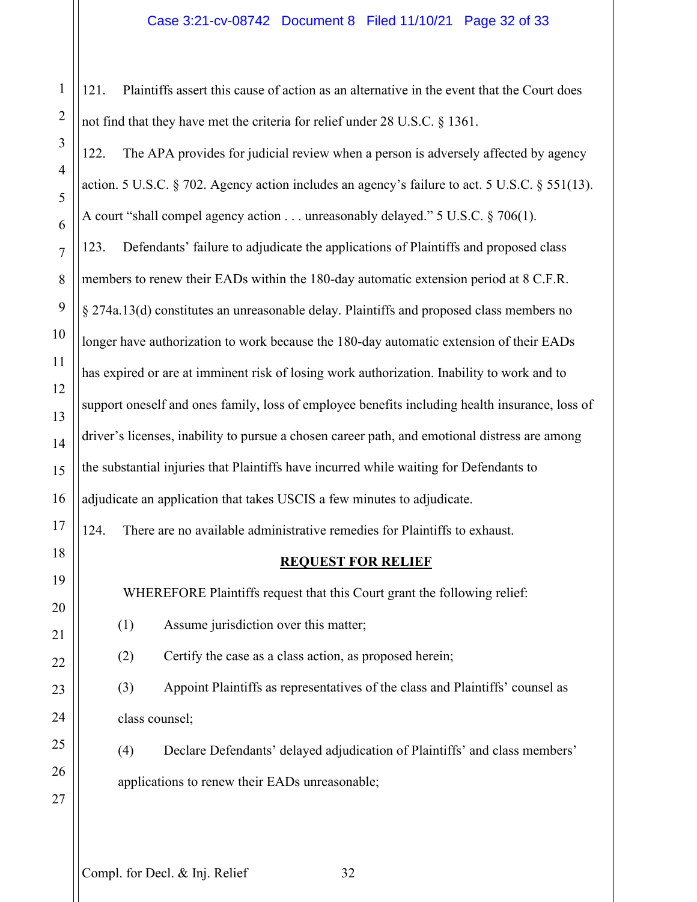121. Plaintiffs assert this cause of action as an alternative in the event that the Court does not find that they have met the criteria for relief under 28 U.S.C. § 1361.

122. The APA provides for judicial review when a person is adversely affected by agency action. 5 U.S.C. § 702. Agency action includes an agency's failure to act. 5 U.S.C. § 551(13). A court "shall compel agency action . . . unreasonably delayed." 5 U.S.C. § 706(1).

123. Defendants' failure to adjudicate the applications of Plaintiffs and proposed class members to renew their EADs within the 180-day automatic extension period at 8 C.F.R. § 274a.13(d) constitutes an unreasonable delay. Plaintiffs and proposed class members no longer have authorization to work because the 180-day automatic extension of their EADs has expired or are at imminent risk of losing work authorization. Inability to work and to support oneself and ones family, loss of employee benefits including health insurance, loss of driver's licenses, inability to pursue a chosen career path, and emotional distress are among the substantial injuries that Plaintiffs have incurred while waiting for Defendants to adjudicate an application that takes USCIS a few minutes to adjudicate.

124. There are no available administrative remedies for Plaintiffs to exhaust.

## REQUEST FOR RELIEF

WHEREFORE Plaintiffs request that this Court grant the following relief:

(1) Assume jurisdiction over this matter;

(2) Certify the case as a class action, as proposed herein;

(3) Appoint Plaintiffs as representatives of the class and Plaintiffs' counsel as class counsel;

(4) Declare Defendants' delayed adjudication of Plaintiffs' and class members' applications to renew their EADs unreasonable;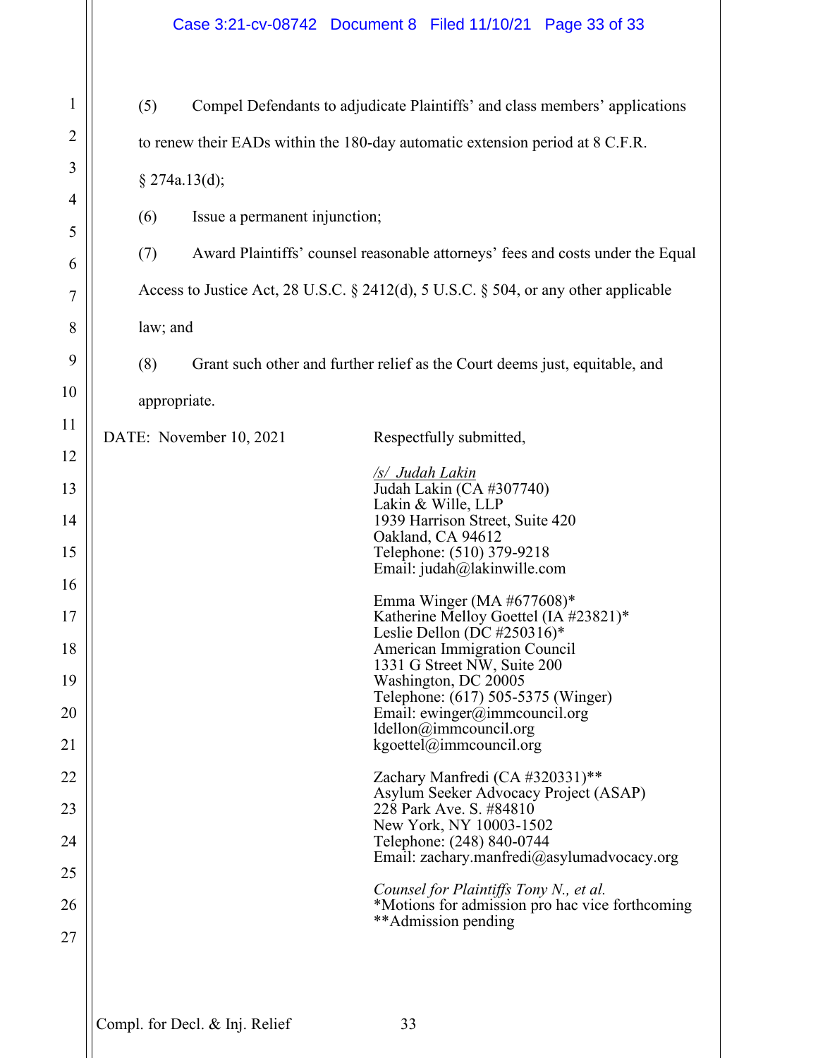(5) Compel Defendants to adjudicate Plaintiffs' and class members' applications to renew their EADs within the 180-day automatic extension period at 8 C.F.R. § 274a.13(d);

(6) Issue a permanent injunction;

(7) Award Plaintiffs' counsel reasonable attorneys' fees and costs under the Equal Access to Justice Act, 28 U.S.C. § 2412(d), 5 U.S.C. § 504, or any other applicable law; and

(8) Grant such other and further relief as the Court deems just, equitable, and appropriate.

DATE: November 10, 2021

Respectfully submitted,

/s/ Judah Lakin
Judah Lakin (CA #307740)
Lakin & Wille, LLP
1939 Harrison Street, Suite 420
Oakland, CA 94612
Telephone: (510) 379-9218
Email: judah@lakinwille.com

Emma Winger (MA #677608)*
Katherine Melloy Goettel (IA #23821)*
Leslie Dellon (DC #250316)*
American Immigration Council
1331 G Street NW, Suite 200
Washington, DC 20005
Telephone: (617) 505-5375 (Winger)
Email: ewinger@immcouncil.org
ldellon@immcouncil.org
kgoettel@immcouncil.org

Zachary Manfredi (CA #320331)**
Asylum Seeker Advocacy Project (ASAP)
228 Park Ave. S. #84810
New York, NY 10003-1502
Telephone: (248) 840-0744
Email: zachary.manfredi@asylumadvocacy.org

*Counsel for Plaintiffs Tony N., et al.*
*Motions for admission pro hac vice forthcoming
**Admission pending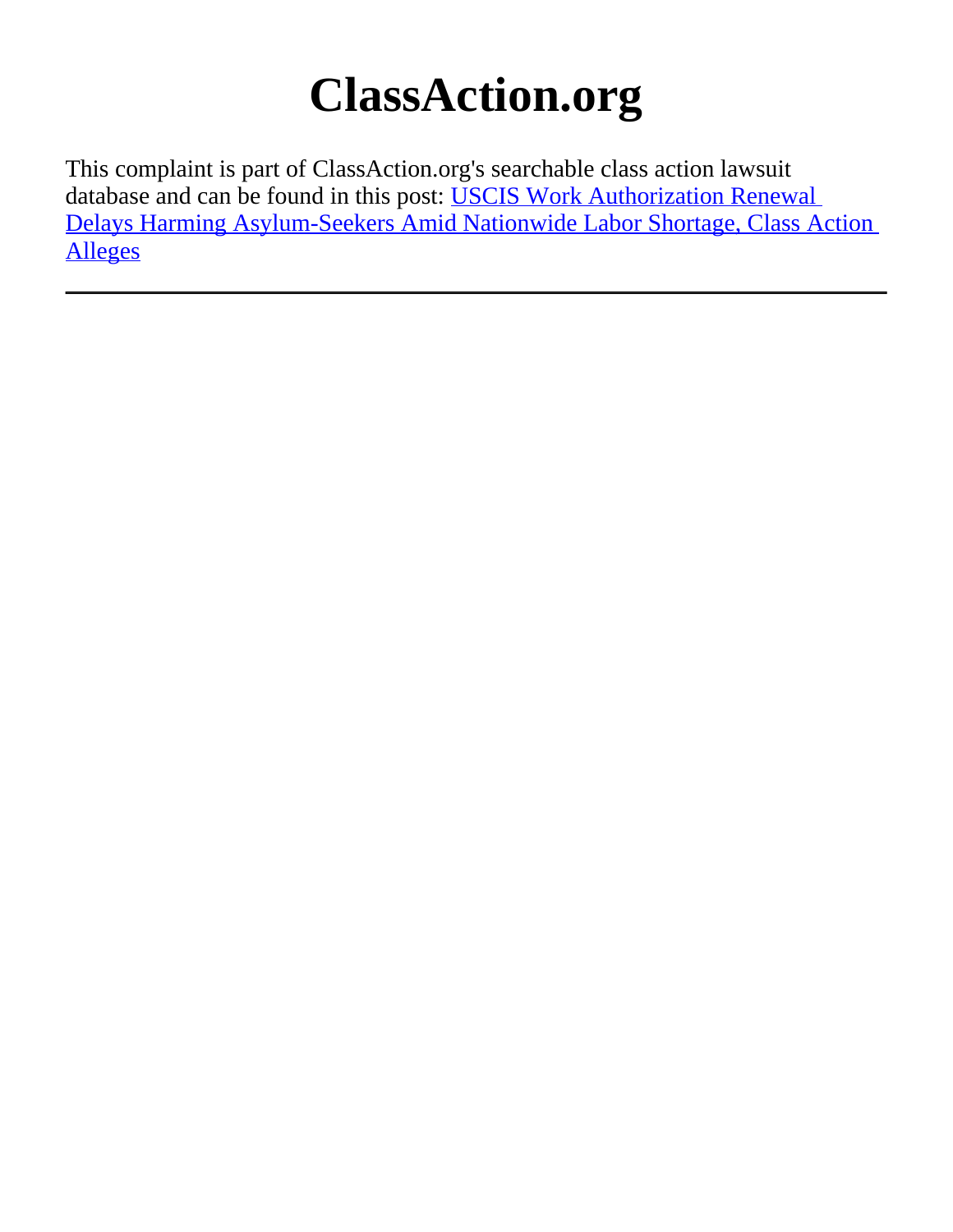# ClassAction.org

This complaint is part of ClassAction.org's searchable class action lawsuit database and can be found in this post: [USCIS Work Authorization Renewal Delays Harming Asylum-Seekers Amid Nationwide Labor Shortage, Class Action Alleges]

---